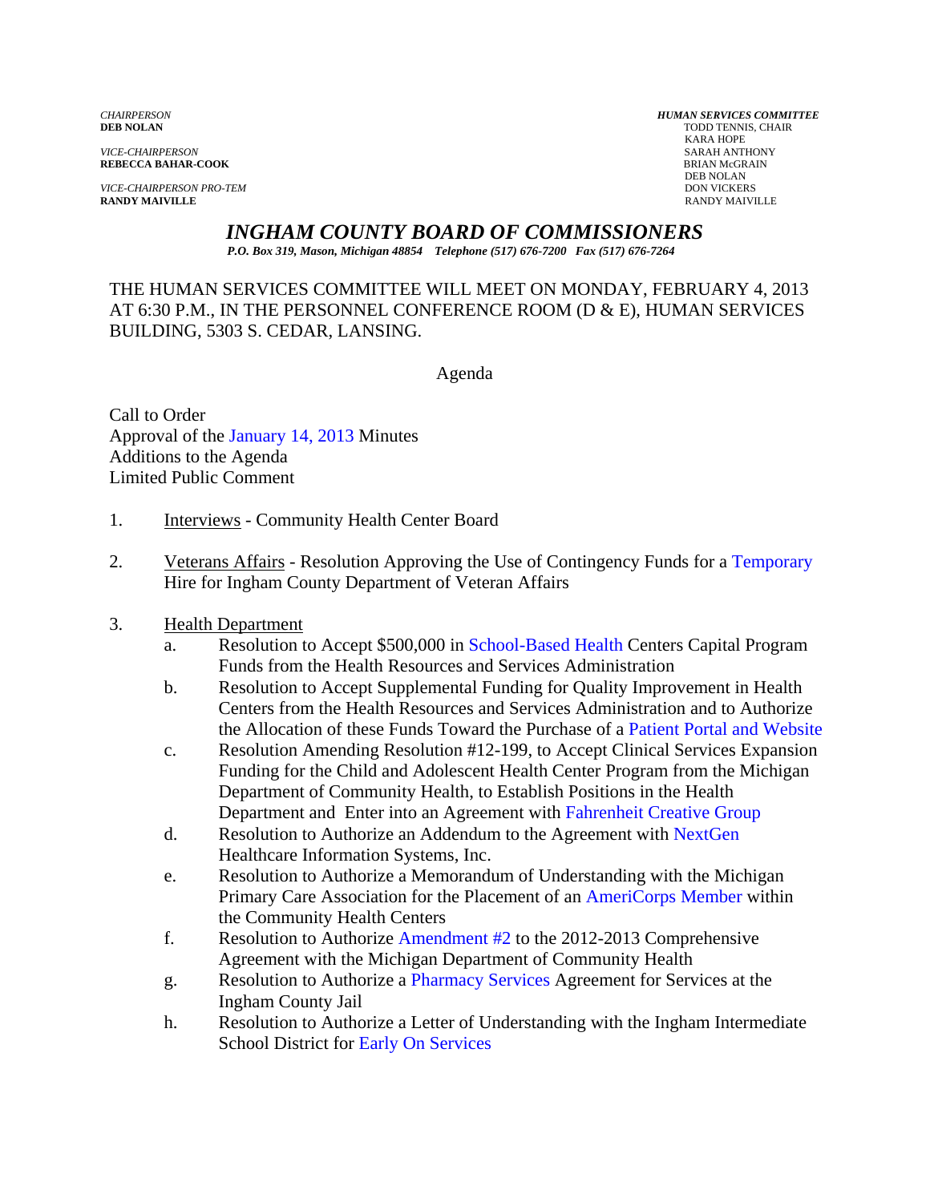*CHAIRPERSON*
**DEB NOLAN**

*VICE-CHAIRPERSON*
**REBECCA BAHAR-COOK**

*VICE-CHAIRPERSON PRO-TEM*
**RANDY MAIVILLE**

***HUMAN SERVICES COMMITTEE***
TODD TENNIS, CHAIR
KARA HOPE
SARAH ANTHONY
BRIAN McGRAIN
DEB NOLAN
DON VICKERS
RANDY MAIVILLE

# *INGHAM COUNTY BOARD OF COMMISSIONERS*

***P.O. Box 319, Mason, Michigan 48854 Telephone (517) 676-7200 Fax (517) 676-7264***

THE HUMAN SERVICES COMMITTEE WILL MEET ON MONDAY, FEBRUARY 4, 2013 AT 6:30 P.M., IN THE PERSONNEL CONFERENCE ROOM (D & E), HUMAN SERVICES BUILDING, 5303 S. CEDAR, LANSING.

Agenda

Call to Order
Approval of the January 14, 2013 Minutes
Additions to the Agenda
Limited Public Comment

1. Interviews - Community Health Center Board

2. Veterans Affairs - Resolution Approving the Use of Contingency Funds for a Temporary Hire for Ingham County Department of Veteran Affairs

3. Health Department
   a. Resolution to Accept $500,000 in School-Based Health Centers Capital Program Funds from the Health Resources and Services Administration
   b. Resolution to Accept Supplemental Funding for Quality Improvement in Health Centers from the Health Resources and Services Administration and to Authorize the Allocation of these Funds Toward the Purchase of a Patient Portal and Website
   c. Resolution Amending Resolution #12-199, to Accept Clinical Services Expansion Funding for the Child and Adolescent Health Center Program from the Michigan Department of Community Health, to Establish Positions in the Health Department and Enter into an Agreement with Fahrenheit Creative Group
   d. Resolution to Authorize an Addendum to the Agreement with NextGen Healthcare Information Systems, Inc.
   e. Resolution to Authorize a Memorandum of Understanding with the Michigan Primary Care Association for the Placement of an AmeriCorps Member within the Community Health Centers
   f. Resolution to Authorize Amendment #2 to the 2012-2013 Comprehensive Agreement with the Michigan Department of Community Health
   g. Resolution to Authorize a Pharmacy Services Agreement for Services at the Ingham County Jail
   h. Resolution to Authorize a Letter of Understanding with the Ingham Intermediate School District for Early On Services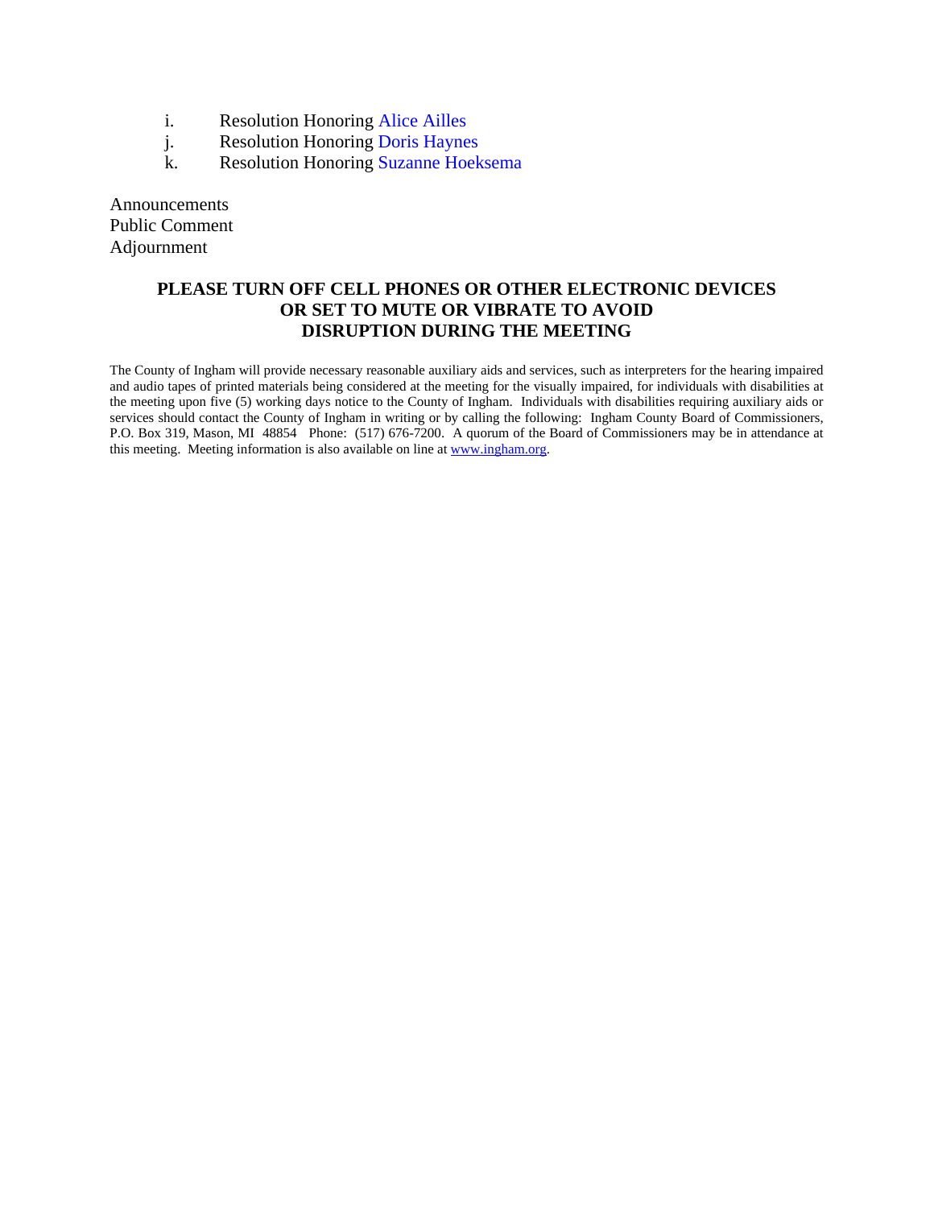i. Resolution Honoring Alice Ailles
j. Resolution Honoring Doris Haynes
k. Resolution Honoring Suzanne Hoeksema

Announcements
Public Comment
Adjournment

**PLEASE TURN OFF CELL PHONES OR OTHER ELECTRONIC DEVICES OR SET TO MUTE OR VIBRATE TO AVOID DISRUPTION DURING THE MEETING**

The County of Ingham will provide necessary reasonable auxiliary aids and services, such as interpreters for the hearing impaired and audio tapes of printed materials being considered at the meeting for the visually impaired, for individuals with disabilities at the meeting upon five (5) working days notice to the County of Ingham. Individuals with disabilities requiring auxiliary aids or services should contact the County of Ingham in writing or by calling the following: Ingham County Board of Commissioners, P.O. Box 319, Mason, MI 48854 Phone: (517) 676-7200. A quorum of the Board of Commissioners may be in attendance at this meeting. Meeting information is also available on line at www.ingham.org.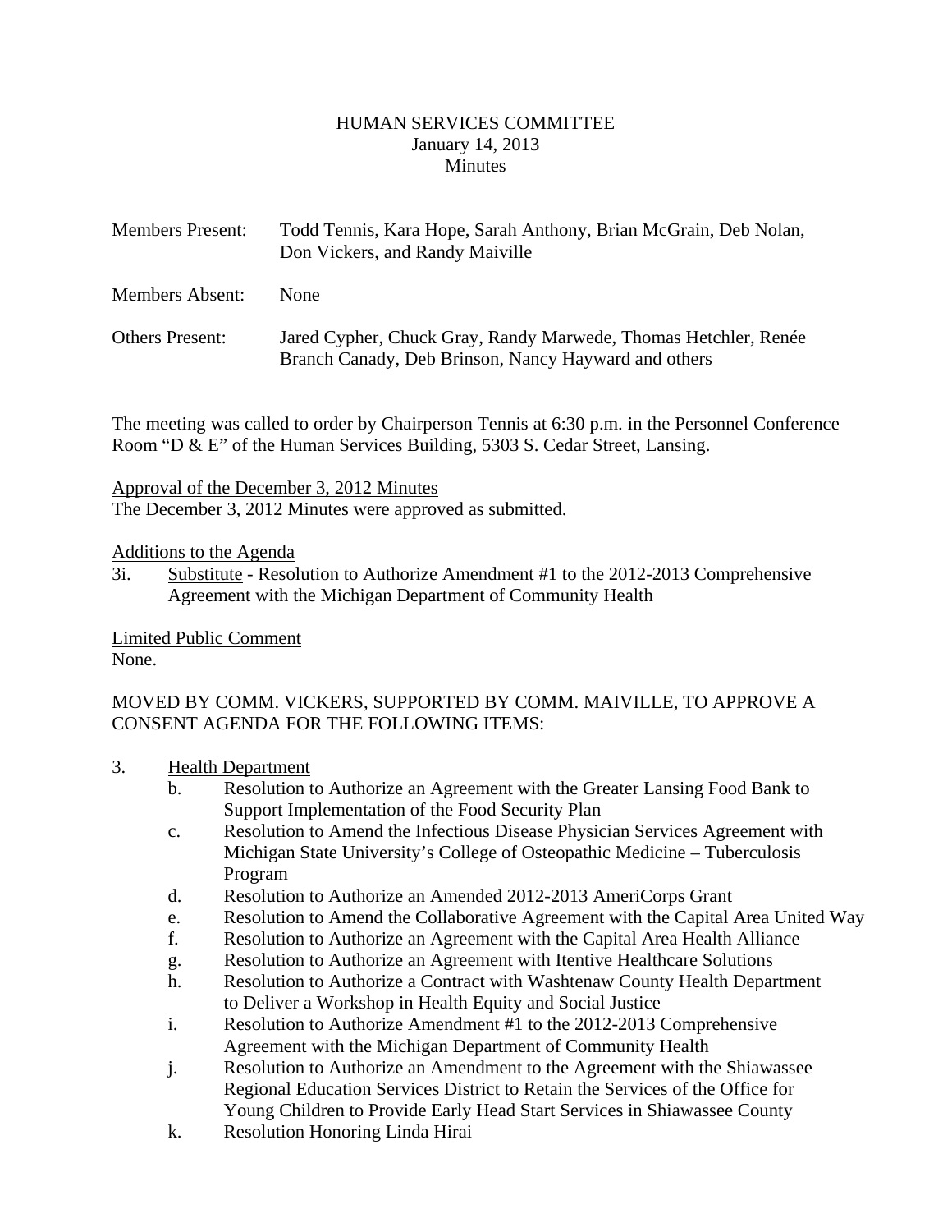HUMAN SERVICES COMMITTEE
January 14, 2013
Minutes

Members Present: Todd Tennis, Kara Hope, Sarah Anthony, Brian McGrain, Deb Nolan, Don Vickers, and Randy Maiville

Members Absent: None

Others Present: Jared Cypher, Chuck Gray, Randy Marwede, Thomas Hetchler, Renée Branch Canady, Deb Brinson, Nancy Hayward and others

The meeting was called to order by Chairperson Tennis at 6:30 p.m. in the Personnel Conference Room "D & E" of the Human Services Building, 5303 S. Cedar Street, Lansing.

Approval of the December 3, 2012 Minutes
The December 3, 2012 Minutes were approved as submitted.

Additions to the Agenda
3i. Substitute - Resolution to Authorize Amendment #1 to the 2012-2013 Comprehensive Agreement with the Michigan Department of Community Health

Limited Public Comment
None.

MOVED BY COMM. VICKERS, SUPPORTED BY COMM. MAIVILLE, TO APPROVE A CONSENT AGENDA FOR THE FOLLOWING ITEMS:

3. Health Department
   - b. Resolution to Authorize an Agreement with the Greater Lansing Food Bank to Support Implementation of the Food Security Plan
   - c. Resolution to Amend the Infectious Disease Physician Services Agreement with Michigan State University's College of Osteopathic Medicine – Tuberculosis Program
   - d. Resolution to Authorize an Amended 2012-2013 AmeriCorps Grant
   - e. Resolution to Amend the Collaborative Agreement with the Capital Area United Way
   - f. Resolution to Authorize an Agreement with the Capital Area Health Alliance
   - g. Resolution to Authorize an Agreement with Itentive Healthcare Solutions
   - h. Resolution to Authorize a Contract with Washtenaw County Health Department to Deliver a Workshop in Health Equity and Social Justice
   - i. Resolution to Authorize Amendment #1 to the 2012-2013 Comprehensive Agreement with the Michigan Department of Community Health
   - j. Resolution to Authorize an Amendment to the Agreement with the Shiawassee Regional Education Services District to Retain the Services of the Office for Young Children to Provide Early Head Start Services in Shiawassee County
   - k. Resolution Honoring Linda Hirai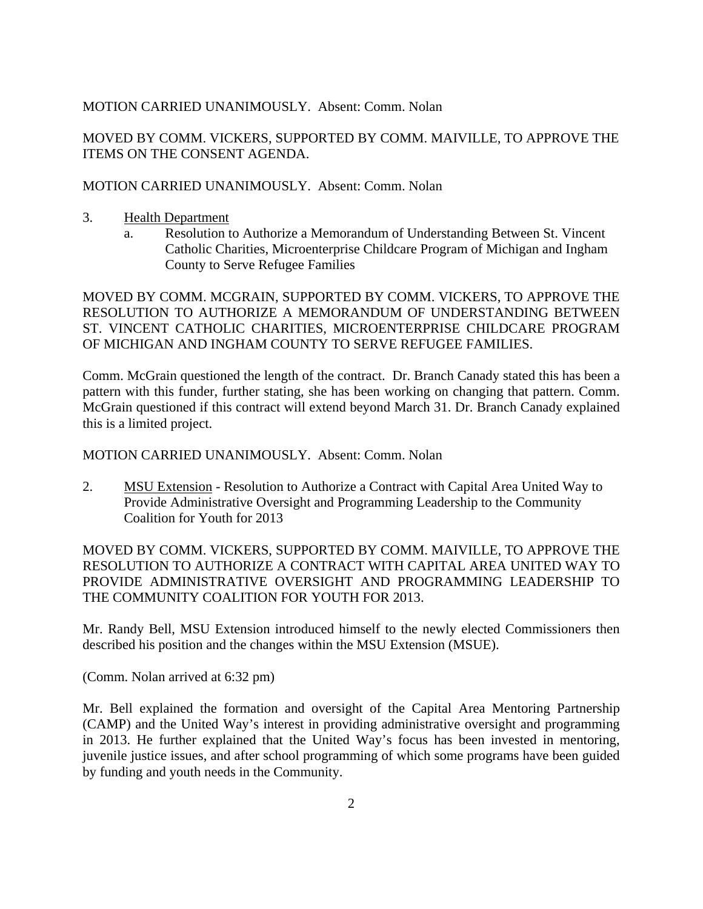MOTION CARRIED UNANIMOUSLY. Absent: Comm. Nolan

MOVED BY COMM. VICKERS, SUPPORTED BY COMM. MAIVILLE, TO APPROVE THE ITEMS ON THE CONSENT AGENDA.

MOTION CARRIED UNANIMOUSLY. Absent: Comm. Nolan

3. Health Department
   a. Resolution to Authorize a Memorandum of Understanding Between St. Vincent Catholic Charities, Microenterprise Childcare Program of Michigan and Ingham County to Serve Refugee Families

MOVED BY COMM. MCGRAIN, SUPPORTED BY COMM. VICKERS, TO APPROVE THE RESOLUTION TO AUTHORIZE A MEMORANDUM OF UNDERSTANDING BETWEEN ST. VINCENT CATHOLIC CHARITIES, MICROENTERPRISE CHILDCARE PROGRAM OF MICHIGAN AND INGHAM COUNTY TO SERVE REFUGEE FAMILIES.

Comm. McGrain questioned the length of the contract. Dr. Branch Canady stated this has been a pattern with this funder, further stating, she has been working on changing that pattern. Comm. McGrain questioned if this contract will extend beyond March 31. Dr. Branch Canady explained this is a limited project.

MOTION CARRIED UNANIMOUSLY. Absent: Comm. Nolan

2. MSU Extension - Resolution to Authorize a Contract with Capital Area United Way to Provide Administrative Oversight and Programming Leadership to the Community Coalition for Youth for 2013

MOVED BY COMM. VICKERS, SUPPORTED BY COMM. MAIVILLE, TO APPROVE THE RESOLUTION TO AUTHORIZE A CONTRACT WITH CAPITAL AREA UNITED WAY TO PROVIDE ADMINISTRATIVE OVERSIGHT AND PROGRAMMING LEADERSHIP TO THE COMMUNITY COALITION FOR YOUTH FOR 2013.

Mr. Randy Bell, MSU Extension introduced himself to the newly elected Commissioners then described his position and the changes within the MSU Extension (MSUE).

(Comm. Nolan arrived at 6:32 pm)

Mr. Bell explained the formation and oversight of the Capital Area Mentoring Partnership (CAMP) and the United Way's interest in providing administrative oversight and programming in 2013. He further explained that the United Way's focus has been invested in mentoring, juvenile justice issues, and after school programming of which some programs have been guided by funding and youth needs in the Community.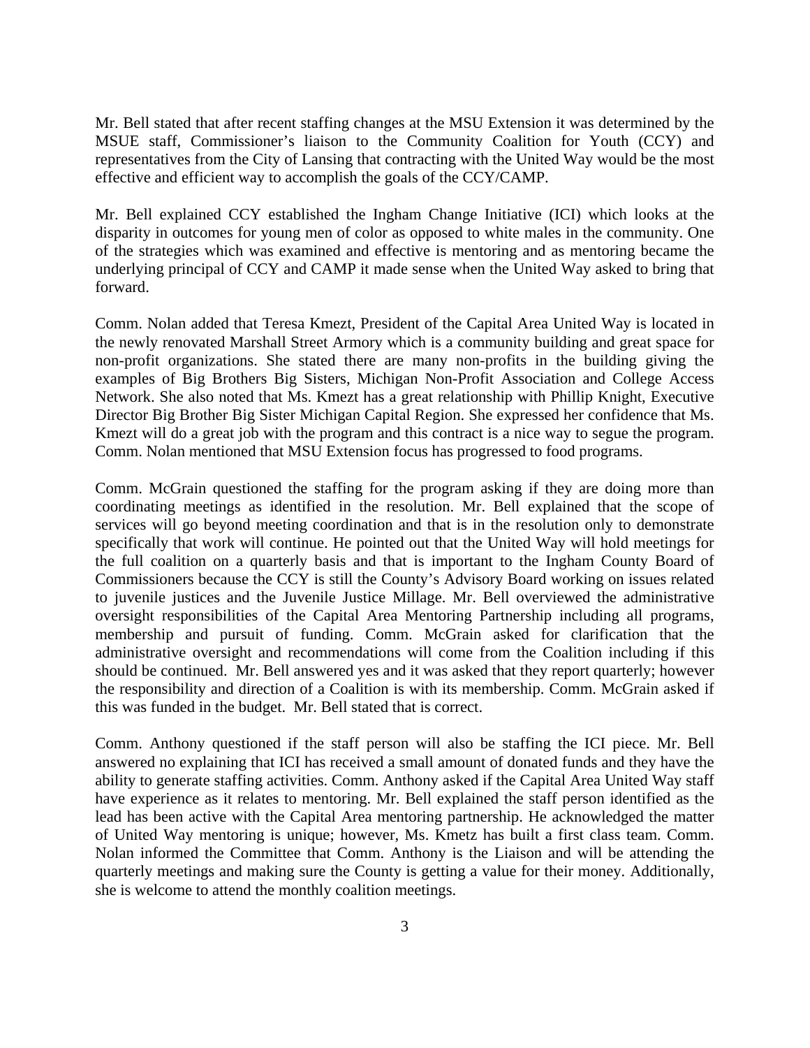Mr. Bell stated that after recent staffing changes at the MSU Extension it was determined by the MSUE staff, Commissioner's liaison to the Community Coalition for Youth (CCY) and representatives from the City of Lansing that contracting with the United Way would be the most effective and efficient way to accomplish the goals of the CCY/CAMP.

Mr. Bell explained CCY established the Ingham Change Initiative (ICI) which looks at the disparity in outcomes for young men of color as opposed to white males in the community. One of the strategies which was examined and effective is mentoring and as mentoring became the underlying principal of CCY and CAMP it made sense when the United Way asked to bring that forward.

Comm. Nolan added that Teresa Kmezt, President of the Capital Area United Way is located in the newly renovated Marshall Street Armory which is a community building and great space for non-profit organizations. She stated there are many non-profits in the building giving the examples of Big Brothers Big Sisters, Michigan Non-Profit Association and College Access Network. She also noted that Ms. Kmezt has a great relationship with Phillip Knight, Executive Director Big Brother Big Sister Michigan Capital Region. She expressed her confidence that Ms. Kmezt will do a great job with the program and this contract is a nice way to segue the program. Comm. Nolan mentioned that MSU Extension focus has progressed to food programs.

Comm. McGrain questioned the staffing for the program asking if they are doing more than coordinating meetings as identified in the resolution. Mr. Bell explained that the scope of services will go beyond meeting coordination and that is in the resolution only to demonstrate specifically that work will continue. He pointed out that the United Way will hold meetings for the full coalition on a quarterly basis and that is important to the Ingham County Board of Commissioners because the CCY is still the County's Advisory Board working on issues related to juvenile justices and the Juvenile Justice Millage. Mr. Bell overviewed the administrative oversight responsibilities of the Capital Area Mentoring Partnership including all programs, membership and pursuit of funding. Comm. McGrain asked for clarification that the administrative oversight and recommendations will come from the Coalition including if this should be continued. Mr. Bell answered yes and it was asked that they report quarterly; however the responsibility and direction of a Coalition is with its membership. Comm. McGrain asked if this was funded in the budget. Mr. Bell stated that is correct.

Comm. Anthony questioned if the staff person will also be staffing the ICI piece. Mr. Bell answered no explaining that ICI has received a small amount of donated funds and they have the ability to generate staffing activities. Comm. Anthony asked if the Capital Area United Way staff have experience as it relates to mentoring. Mr. Bell explained the staff person identified as the lead has been active with the Capital Area mentoring partnership. He acknowledged the matter of United Way mentoring is unique; however, Ms. Kmetz has built a first class team. Comm. Nolan informed the Committee that Comm. Anthony is the Liaison and will be attending the quarterly meetings and making sure the County is getting a value for their money. Additionally, she is welcome to attend the monthly coalition meetings.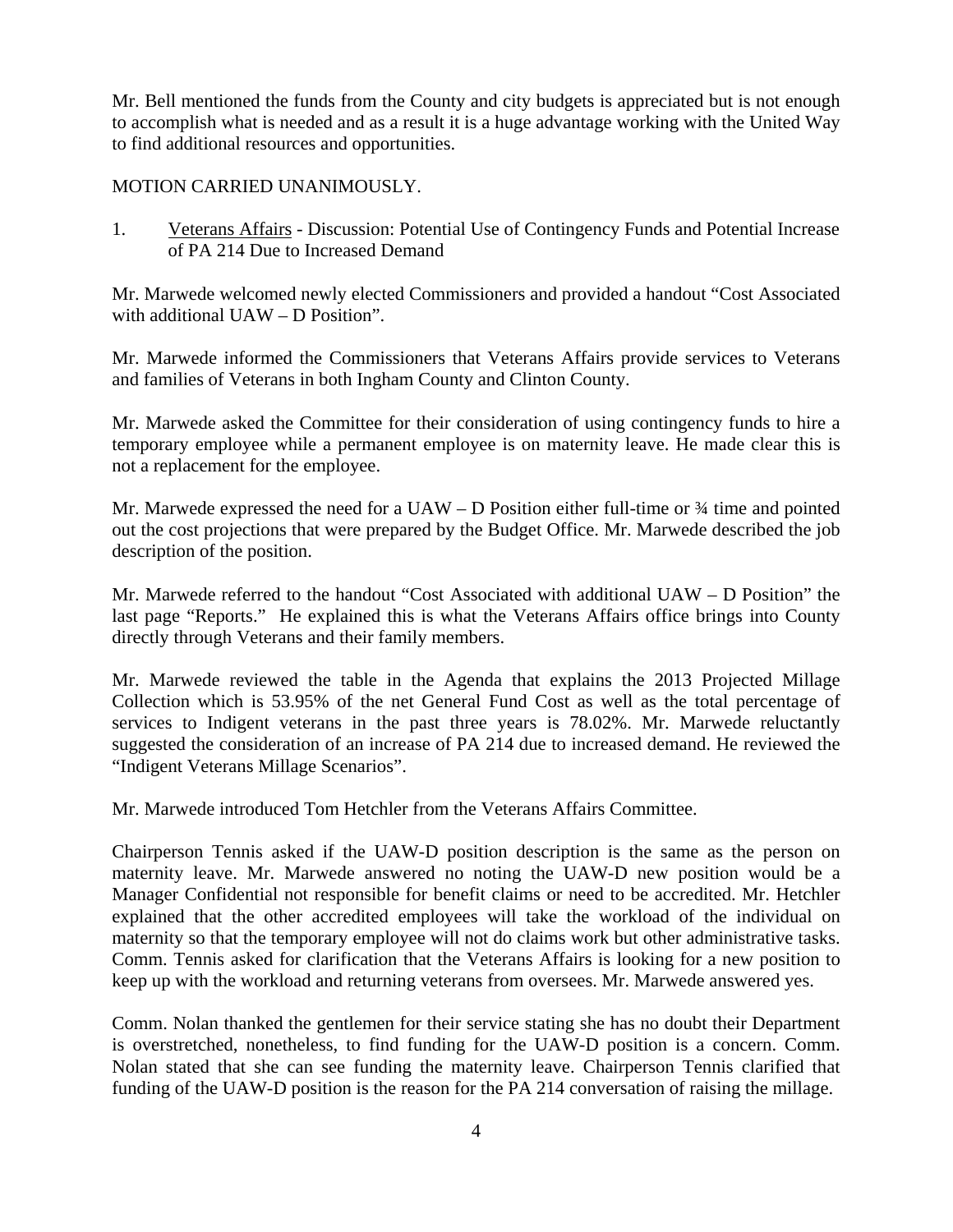Mr. Bell mentioned the funds from the County and city budgets is appreciated but is not enough to accomplish what is needed and as a result it is a huge advantage working with the United Way to find additional resources and opportunities.

MOTION CARRIED UNANIMOUSLY.

1. Veterans Affairs - Discussion: Potential Use of Contingency Funds and Potential Increase of PA 214 Due to Increased Demand

Mr. Marwede welcomed newly elected Commissioners and provided a handout "Cost Associated with additional UAW – D Position".

Mr. Marwede informed the Commissioners that Veterans Affairs provide services to Veterans and families of Veterans in both Ingham County and Clinton County.

Mr. Marwede asked the Committee for their consideration of using contingency funds to hire a temporary employee while a permanent employee is on maternity leave. He made clear this is not a replacement for the employee.

Mr. Marwede expressed the need for a UAW – D Position either full-time or ¾ time and pointed out the cost projections that were prepared by the Budget Office. Mr. Marwede described the job description of the position.

Mr. Marwede referred to the handout "Cost Associated with additional UAW – D Position" the last page "Reports." He explained this is what the Veterans Affairs office brings into County directly through Veterans and their family members.

Mr. Marwede reviewed the table in the Agenda that explains the 2013 Projected Millage Collection which is 53.95% of the net General Fund Cost as well as the total percentage of services to Indigent veterans in the past three years is 78.02%. Mr. Marwede reluctantly suggested the consideration of an increase of PA 214 due to increased demand. He reviewed the "Indigent Veterans Millage Scenarios".

Mr. Marwede introduced Tom Hetchler from the Veterans Affairs Committee.

Chairperson Tennis asked if the UAW-D position description is the same as the person on maternity leave. Mr. Marwede answered no noting the UAW-D new position would be a Manager Confidential not responsible for benefit claims or need to be accredited. Mr. Hetchler explained that the other accredited employees will take the workload of the individual on maternity so that the temporary employee will not do claims work but other administrative tasks. Comm. Tennis asked for clarification that the Veterans Affairs is looking for a new position to keep up with the workload and returning veterans from oversees. Mr. Marwede answered yes.

Comm. Nolan thanked the gentlemen for their service stating she has no doubt their Department is overstretched, nonetheless, to find funding for the UAW-D position is a concern. Comm. Nolan stated that she can see funding the maternity leave. Chairperson Tennis clarified that funding of the UAW-D position is the reason for the PA 214 conversation of raising the millage.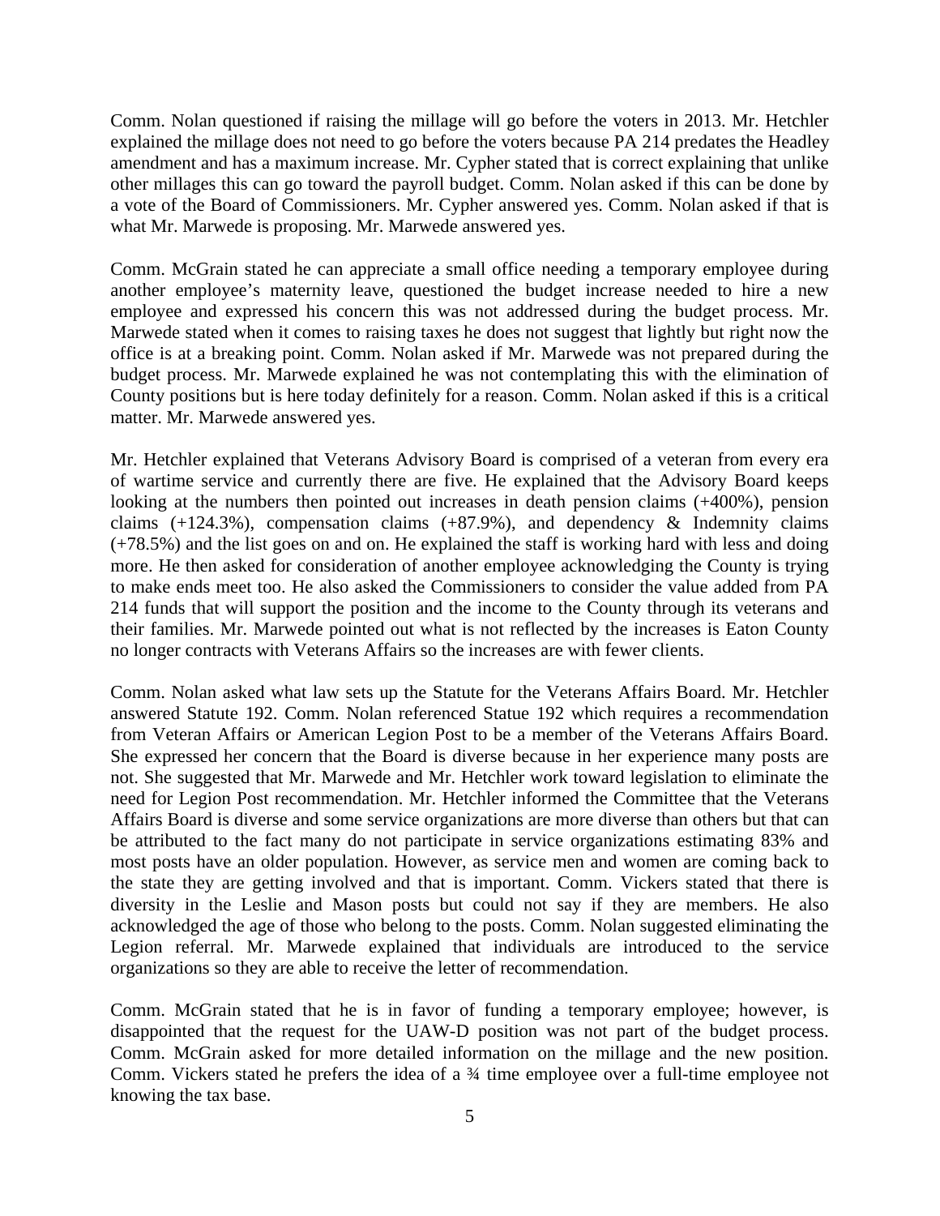Comm. Nolan questioned if raising the millage will go before the voters in 2013. Mr. Hetchler explained the millage does not need to go before the voters because PA 214 predates the Headley amendment and has a maximum increase. Mr. Cypher stated that is correct explaining that unlike other millages this can go toward the payroll budget. Comm. Nolan asked if this can be done by a vote of the Board of Commissioners. Mr. Cypher answered yes. Comm. Nolan asked if that is what Mr. Marwede is proposing. Mr. Marwede answered yes.

Comm. McGrain stated he can appreciate a small office needing a temporary employee during another employee's maternity leave, questioned the budget increase needed to hire a new employee and expressed his concern this was not addressed during the budget process. Mr. Marwede stated when it comes to raising taxes he does not suggest that lightly but right now the office is at a breaking point. Comm. Nolan asked if Mr. Marwede was not prepared during the budget process. Mr. Marwede explained he was not contemplating this with the elimination of County positions but is here today definitely for a reason. Comm. Nolan asked if this is a critical matter. Mr. Marwede answered yes.

Mr. Hetchler explained that Veterans Advisory Board is comprised of a veteran from every era of wartime service and currently there are five. He explained that the Advisory Board keeps looking at the numbers then pointed out increases in death pension claims (+400%), pension claims (+124.3%), compensation claims (+87.9%), and dependency & Indemnity claims (+78.5%) and the list goes on and on. He explained the staff is working hard with less and doing more. He then asked for consideration of another employee acknowledging the County is trying to make ends meet too. He also asked the Commissioners to consider the value added from PA 214 funds that will support the position and the income to the County through its veterans and their families. Mr. Marwede pointed out what is not reflected by the increases is Eaton County no longer contracts with Veterans Affairs so the increases are with fewer clients.

Comm. Nolan asked what law sets up the Statute for the Veterans Affairs Board. Mr. Hetchler answered Statute 192. Comm. Nolan referenced Statue 192 which requires a recommendation from Veteran Affairs or American Legion Post to be a member of the Veterans Affairs Board. She expressed her concern that the Board is diverse because in her experience many posts are not. She suggested that Mr. Marwede and Mr. Hetchler work toward legislation to eliminate the need for Legion Post recommendation. Mr. Hetchler informed the Committee that the Veterans Affairs Board is diverse and some service organizations are more diverse than others but that can be attributed to the fact many do not participate in service organizations estimating 83% and most posts have an older population. However, as service men and women are coming back to the state they are getting involved and that is important. Comm. Vickers stated that there is diversity in the Leslie and Mason posts but could not say if they are members. He also acknowledged the age of those who belong to the posts. Comm. Nolan suggested eliminating the Legion referral. Mr. Marwede explained that individuals are introduced to the service organizations so they are able to receive the letter of recommendation.

Comm. McGrain stated that he is in favor of funding a temporary employee; however, is disappointed that the request for the UAW-D position was not part of the budget process. Comm. McGrain asked for more detailed information on the millage and the new position. Comm. Vickers stated he prefers the idea of a ¾ time employee over a full-time employee not knowing the tax base.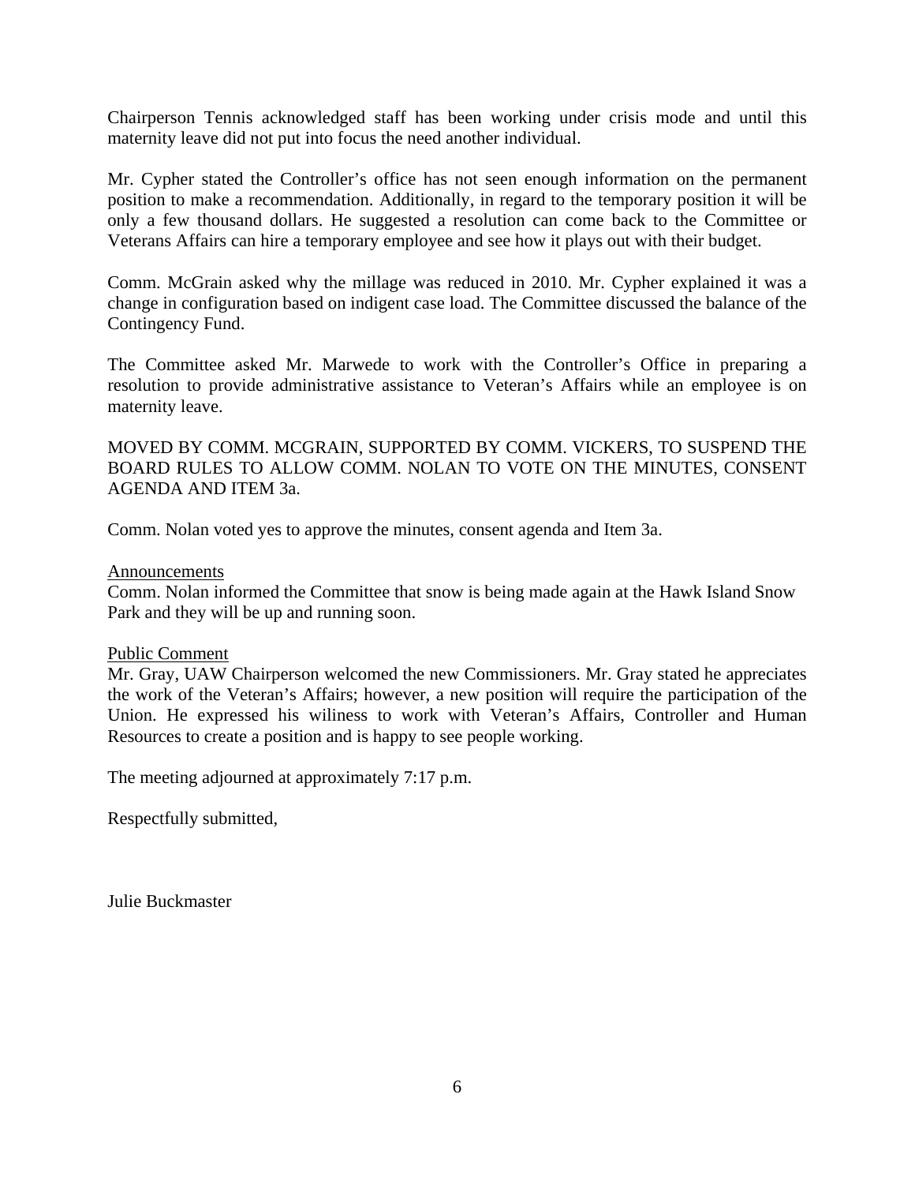Chairperson Tennis acknowledged staff has been working under crisis mode and until this maternity leave did not put into focus the need another individual.

Mr. Cypher stated the Controller's office has not seen enough information on the permanent position to make a recommendation. Additionally, in regard to the temporary position it will be only a few thousand dollars. He suggested a resolution can come back to the Committee or Veterans Affairs can hire a temporary employee and see how it plays out with their budget.

Comm. McGrain asked why the millage was reduced in 2010. Mr. Cypher explained it was a change in configuration based on indigent case load. The Committee discussed the balance of the Contingency Fund.

The Committee asked Mr. Marwede to work with the Controller's Office in preparing a resolution to provide administrative assistance to Veteran's Affairs while an employee is on maternity leave.

MOVED BY COMM. MCGRAIN, SUPPORTED BY COMM. VICKERS, TO SUSPEND THE BOARD RULES TO ALLOW COMM. NOLAN TO VOTE ON THE MINUTES, CONSENT AGENDA AND ITEM 3a.

Comm. Nolan voted yes to approve the minutes, consent agenda and Item 3a.

<u>Announcements</u>
Comm. Nolan informed the Committee that snow is being made again at the Hawk Island Snow Park and they will be up and running soon.

<u>Public Comment</u>
Mr. Gray, UAW Chairperson welcomed the new Commissioners. Mr. Gray stated he appreciates the work of the Veteran's Affairs; however, a new position will require the participation of the Union. He expressed his wiliness to work with Veteran's Affairs, Controller and Human Resources to create a position and is happy to see people working.

The meeting adjourned at approximately 7:17 p.m.

Respectfully submitted,

Julie Buckmaster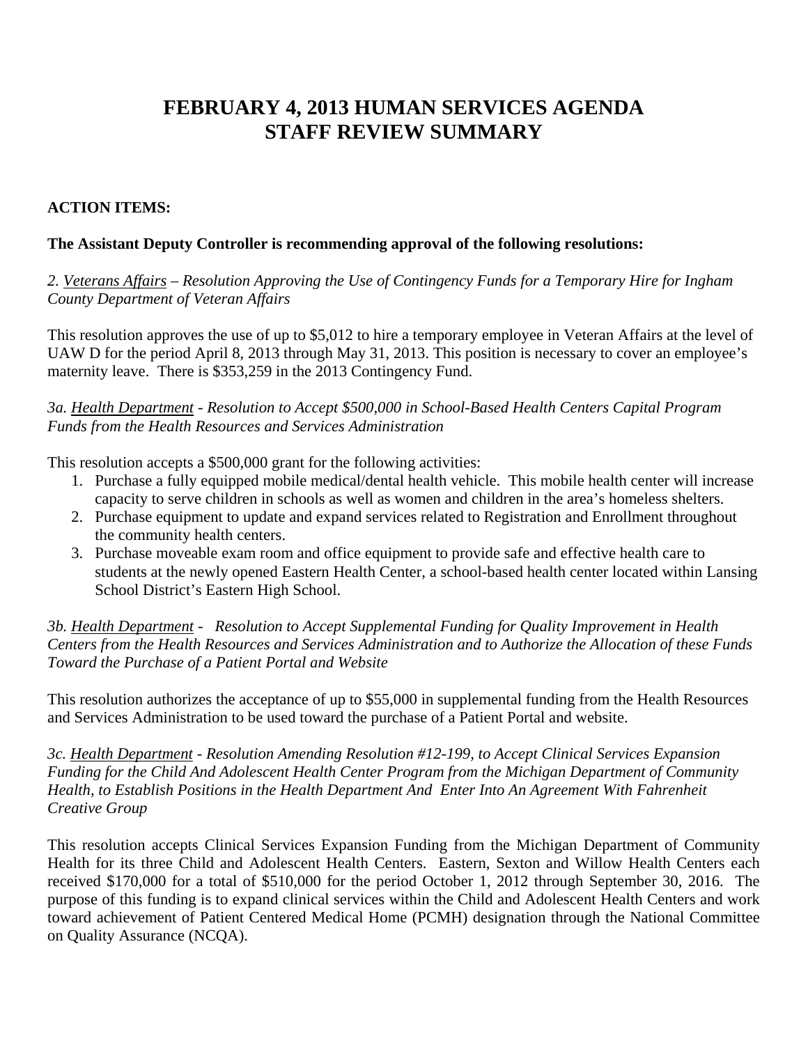# FEBRUARY 4, 2013 HUMAN SERVICES AGENDA
# STAFF REVIEW SUMMARY

**ACTION ITEMS:**

**The Assistant Deputy Controller is recommending approval of the following resolutions:**

*2. Veterans Affairs – Resolution Approving the Use of Contingency Funds for a Temporary Hire for Ingham County Department of Veteran Affairs*

This resolution approves the use of up to $5,012 to hire a temporary employee in Veteran Affairs at the level of UAW D for the period April 8, 2013 through May 31, 2013. This position is necessary to cover an employee's maternity leave. There is $353,259 in the 2013 Contingency Fund.

*3a. Health Department - Resolution to Accept $500,000 in School-Based Health Centers Capital Program Funds from the Health Resources and Services Administration*

This resolution accepts a $500,000 grant for the following activities:

1. Purchase a fully equipped mobile medical/dental health vehicle. This mobile health center will increase capacity to serve children in schools as well as women and children in the area's homeless shelters.
2. Purchase equipment to update and expand services related to Registration and Enrollment throughout the community health centers.
3. Purchase moveable exam room and office equipment to provide safe and effective health care to students at the newly opened Eastern Health Center, a school-based health center located within Lansing School District's Eastern High School.

*3b. Health Department - Resolution to Accept Supplemental Funding for Quality Improvement in Health Centers from the Health Resources and Services Administration and to Authorize the Allocation of these Funds Toward the Purchase of a Patient Portal and Website*

This resolution authorizes the acceptance of up to $55,000 in supplemental funding from the Health Resources and Services Administration to be used toward the purchase of a Patient Portal and website.

*3c. Health Department - Resolution Amending Resolution #12-199, to Accept Clinical Services Expansion Funding for the Child And Adolescent Health Center Program from the Michigan Department of Community Health, to Establish Positions in the Health Department And Enter Into An Agreement With Fahrenheit Creative Group*

This resolution accepts Clinical Services Expansion Funding from the Michigan Department of Community Health for its three Child and Adolescent Health Centers. Eastern, Sexton and Willow Health Centers each received $170,000 for a total of $510,000 for the period October 1, 2012 through September 30, 2016. The purpose of this funding is to expand clinical services within the Child and Adolescent Health Centers and work toward achievement of Patient Centered Medical Home (PCMH) designation through the National Committee on Quality Assurance (NCQA).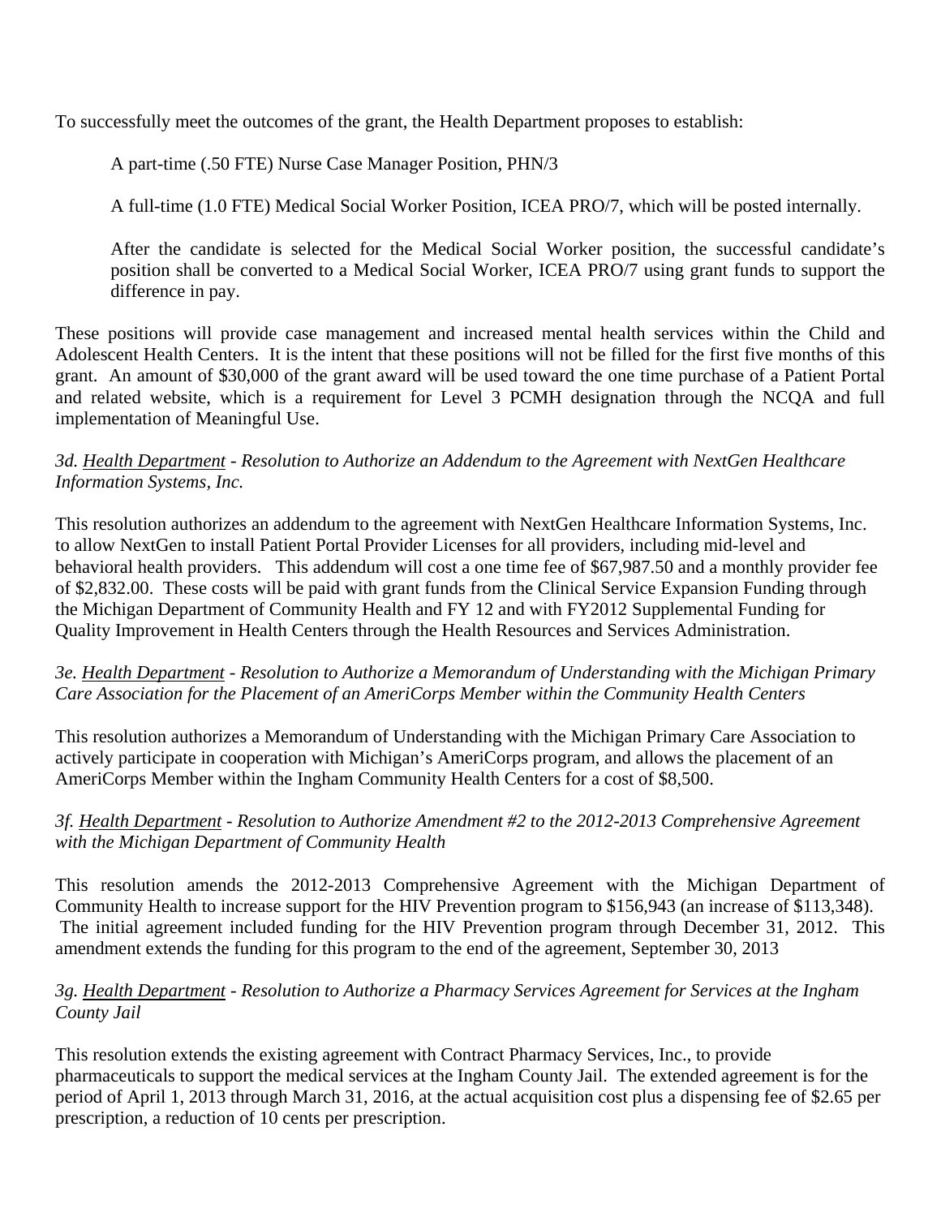To successfully meet the outcomes of the grant, the Health Department proposes to establish:

> A part-time (.50 FTE) Nurse Case Manager Position, PHN/3
>
> A full-time (1.0 FTE) Medical Social Worker Position, ICEA PRO/7, which will be posted internally.
>
> After the candidate is selected for the Medical Social Worker position, the successful candidate's position shall be converted to a Medical Social Worker, ICEA PRO/7 using grant funds to support the difference in pay.

These positions will provide case management and increased mental health services within the Child and Adolescent Health Centers. It is the intent that these positions will not be filled for the first five months of this grant. An amount of $30,000 of the grant award will be used toward the one time purchase of a Patient Portal and related website, which is a requirement for Level 3 PCMH designation through the NCQA and full implementation of Meaningful Use.

*3d. <u>Health Department</u> - Resolution to Authorize an Addendum to the Agreement with NextGen Healthcare Information Systems, Inc.*

This resolution authorizes an addendum to the agreement with NextGen Healthcare Information Systems, Inc. to allow NextGen to install Patient Portal Provider Licenses for all providers, including mid-level and behavioral health providers. This addendum will cost a one time fee of $67,987.50 and a monthly provider fee of $2,832.00. These costs will be paid with grant funds from the Clinical Service Expansion Funding through the Michigan Department of Community Health and FY 12 and with FY2012 Supplemental Funding for Quality Improvement in Health Centers through the Health Resources and Services Administration.

*3e. <u>Health Department</u> - Resolution to Authorize a Memorandum of Understanding with the Michigan Primary Care Association for the Placement of an AmeriCorps Member within the Community Health Centers*

This resolution authorizes a Memorandum of Understanding with the Michigan Primary Care Association to actively participate in cooperation with Michigan's AmeriCorps program, and allows the placement of an AmeriCorps Member within the Ingham Community Health Centers for a cost of $8,500.

*3f. <u>Health Department</u> - Resolution to Authorize Amendment #2 to the 2012-2013 Comprehensive Agreement with the Michigan Department of Community Health*

This resolution amends the 2012-2013 Comprehensive Agreement with the Michigan Department of Community Health to increase support for the HIV Prevention program to $156,943 (an increase of $113,348). The initial agreement included funding for the HIV Prevention program through December 31, 2012. This amendment extends the funding for this program to the end of the agreement, September 30, 2013

*3g. <u>Health Department</u> - Resolution to Authorize a Pharmacy Services Agreement for Services at the Ingham County Jail*

This resolution extends the existing agreement with Contract Pharmacy Services, Inc., to provide pharmaceuticals to support the medical services at the Ingham County Jail. The extended agreement is for the period of April 1, 2013 through March 31, 2016, at the actual acquisition cost plus a dispensing fee of $2.65 per prescription, a reduction of 10 cents per prescription.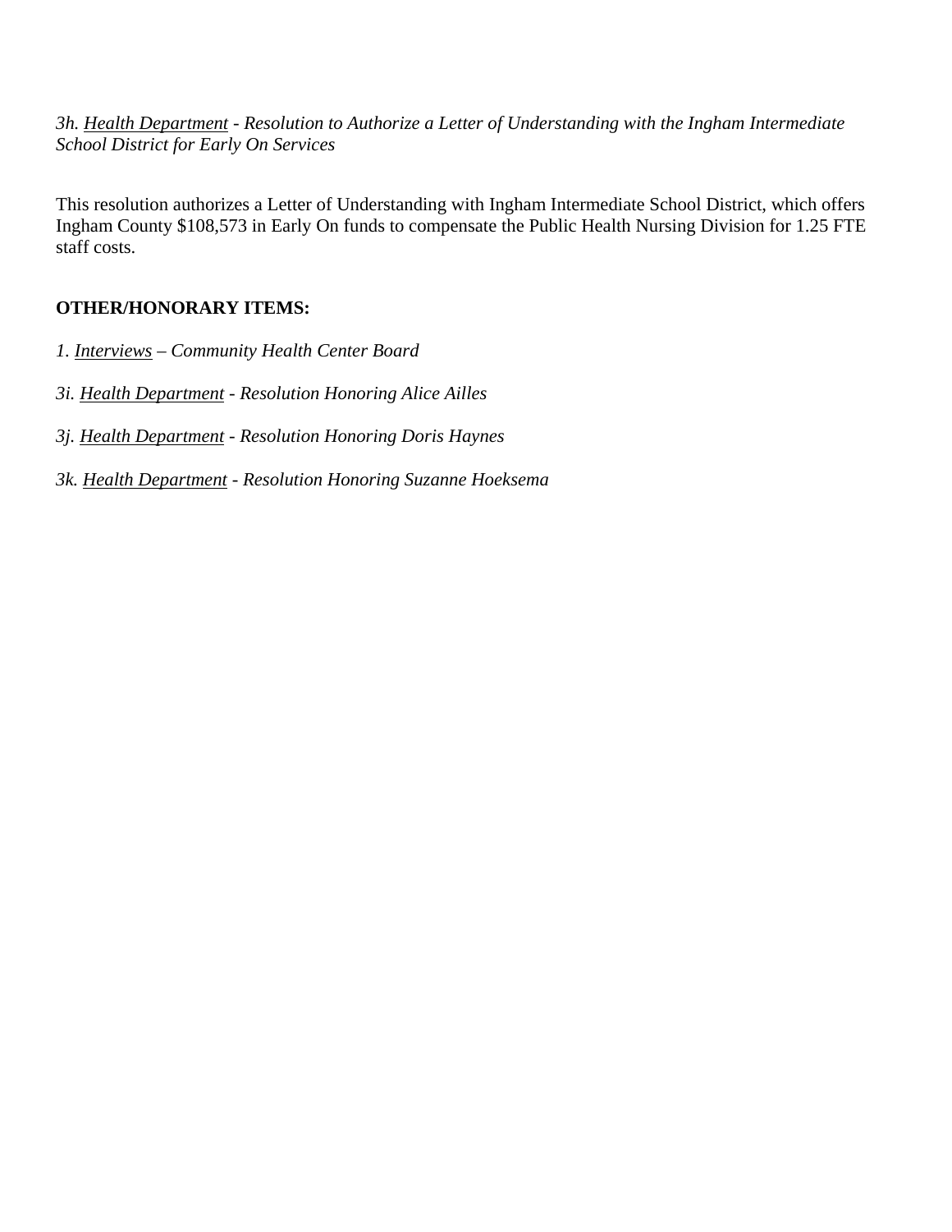*3h. <u>Health Department</u> - Resolution to Authorize a Letter of Understanding with the Ingham Intermediate School District for Early On Services*

This resolution authorizes a Letter of Understanding with Ingham Intermediate School District, which offers Ingham County $108,573 in Early On funds to compensate the Public Health Nursing Division for 1.25 FTE staff costs.

**OTHER/HONORARY ITEMS:**

*1. <u>Interviews</u> – Community Health Center Board*

*3i. <u>Health Department</u> - Resolution Honoring Alice Ailles*

*3j. <u>Health Department</u> - Resolution Honoring Doris Haynes*

*3k. <u>Health Department</u> - Resolution Honoring Suzanne Hoeksema*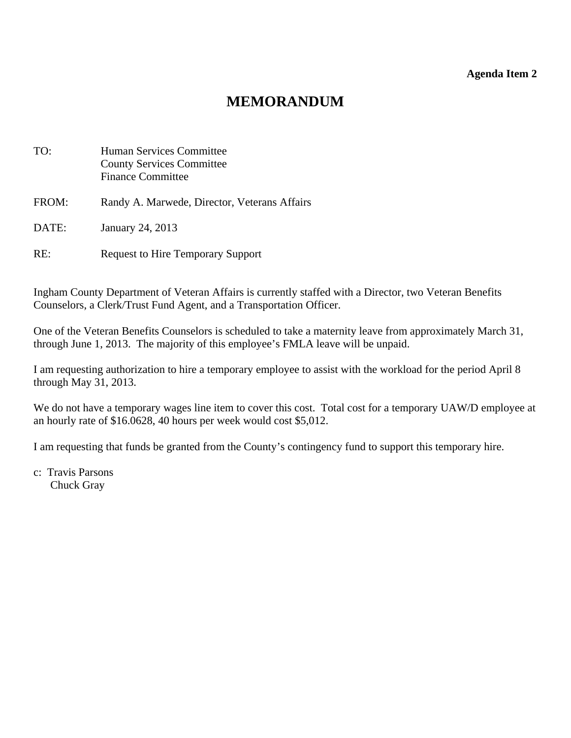**Agenda Item 2**

# MEMORANDUM

TO: Human Services Committee
County Services Committee
Finance Committee

FROM: Randy A. Marwede, Director, Veterans Affairs

DATE: January 24, 2013

RE: Request to Hire Temporary Support

Ingham County Department of Veteran Affairs is currently staffed with a Director, two Veteran Benefits Counselors, a Clerk/Trust Fund Agent, and a Transportation Officer.

One of the Veteran Benefits Counselors is scheduled to take a maternity leave from approximately March 31, through June 1, 2013. The majority of this employee's FMLA leave will be unpaid.

I am requesting authorization to hire a temporary employee to assist with the workload for the period April 8 through May 31, 2013.

We do not have a temporary wages line item to cover this cost. Total cost for a temporary UAW/D employee at an hourly rate of $16.0628, 40 hours per week would cost $5,012.

I am requesting that funds be granted from the County's contingency fund to support this temporary hire.

c: Travis Parsons
Chuck Gray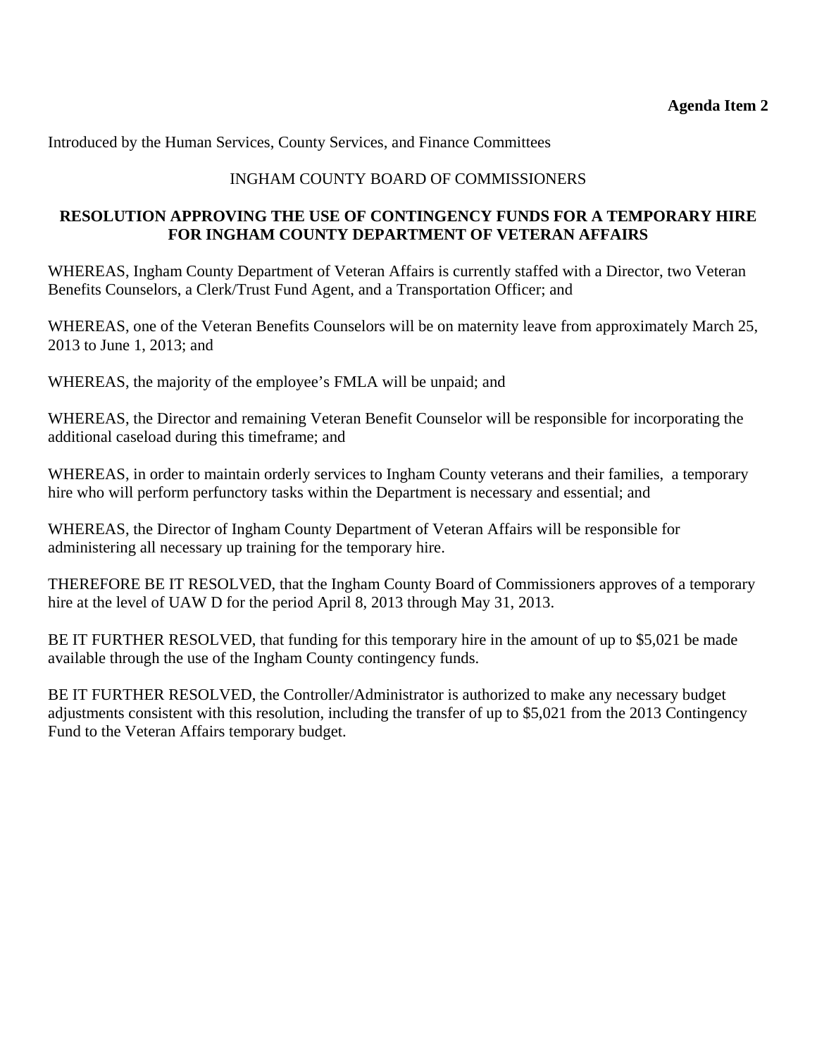**Agenda Item 2**

Introduced by the Human Services, County Services, and Finance Committees

INGHAM COUNTY BOARD OF COMMISSIONERS

**RESOLUTION APPROVING THE USE OF CONTINGENCY FUNDS FOR A TEMPORARY HIRE FOR INGHAM COUNTY DEPARTMENT OF VETERAN AFFAIRS**

WHEREAS, Ingham County Department of Veteran Affairs is currently staffed with a Director, two Veteran Benefits Counselors, a Clerk/Trust Fund Agent, and a Transportation Officer; and

WHEREAS, one of the Veteran Benefits Counselors will be on maternity leave from approximately March 25, 2013 to June 1, 2013; and

WHEREAS, the majority of the employee's FMLA will be unpaid; and

WHEREAS, the Director and remaining Veteran Benefit Counselor will be responsible for incorporating the additional caseload during this timeframe; and

WHEREAS, in order to maintain orderly services to Ingham County veterans and their families, a temporary hire who will perform perfunctory tasks within the Department is necessary and essential; and

WHEREAS, the Director of Ingham County Department of Veteran Affairs will be responsible for administering all necessary up training for the temporary hire.

THEREFORE BE IT RESOLVED, that the Ingham County Board of Commissioners approves of a temporary hire at the level of UAW D for the period April 8, 2013 through May 31, 2013.

BE IT FURTHER RESOLVED, that funding for this temporary hire in the amount of up to $5,021 be made available through the use of the Ingham County contingency funds.

BE IT FURTHER RESOLVED, the Controller/Administrator is authorized to make any necessary budget adjustments consistent with this resolution, including the transfer of up to $5,021 from the 2013 Contingency Fund to the Veteran Affairs temporary budget.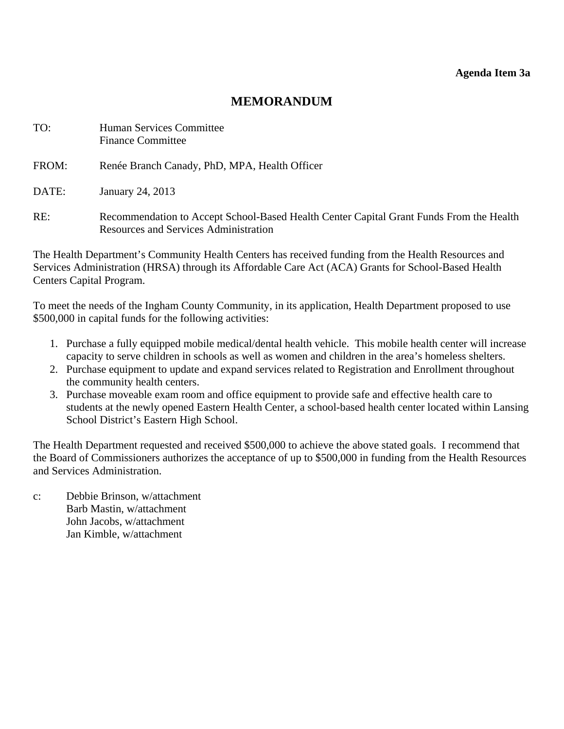**Agenda Item 3a**

# MEMORANDUM

TO: Human Services Committee
Finance Committee

FROM: Renée Branch Canady, PhD, MPA, Health Officer

DATE: January 24, 2013

RE: Recommendation to Accept School-Based Health Center Capital Grant Funds From the Health Resources and Services Administration

The Health Department's Community Health Centers has received funding from the Health Resources and Services Administration (HRSA) through its Affordable Care Act (ACA) Grants for School-Based Health Centers Capital Program.

To meet the needs of the Ingham County Community, in its application, Health Department proposed to use $500,000 in capital funds for the following activities:

1. Purchase a fully equipped mobile medical/dental health vehicle. This mobile health center will increase capacity to serve children in schools as well as women and children in the area's homeless shelters.
2. Purchase equipment to update and expand services related to Registration and Enrollment throughout the community health centers.
3. Purchase moveable exam room and office equipment to provide safe and effective health care to students at the newly opened Eastern Health Center, a school-based health center located within Lansing School District's Eastern High School.

The Health Department requested and received $500,000 to achieve the above stated goals. I recommend that the Board of Commissioners authorizes the acceptance of up to $500,000 in funding from the Health Resources and Services Administration.

c: Debbie Brinson, w/attachment
Barb Mastin, w/attachment
John Jacobs, w/attachment
Jan Kimble, w/attachment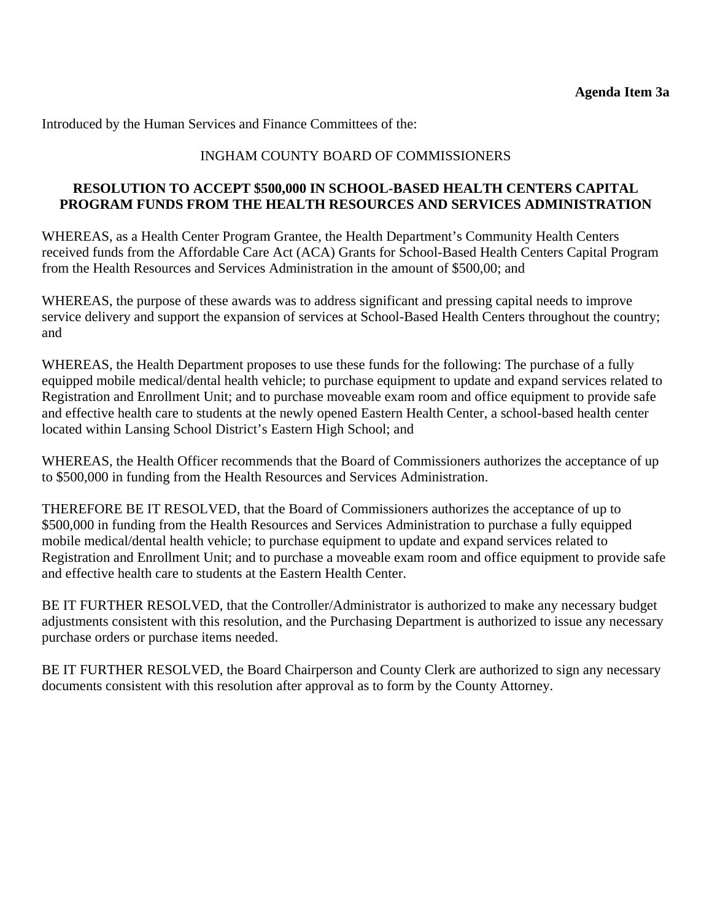**Agenda Item 3a**

Introduced by the Human Services and Finance Committees of the:

INGHAM COUNTY BOARD OF COMMISSIONERS

**RESOLUTION TO ACCEPT $500,000 IN SCHOOL-BASED HEALTH CENTERS CAPITAL PROGRAM FUNDS FROM THE HEALTH RESOURCES AND SERVICES ADMINISTRATION**

WHEREAS, as a Health Center Program Grantee, the Health Department's Community Health Centers received funds from the Affordable Care Act (ACA) Grants for School-Based Health Centers Capital Program from the Health Resources and Services Administration in the amount of $500,00; and

WHEREAS, the purpose of these awards was to address significant and pressing capital needs to improve service delivery and support the expansion of services at School-Based Health Centers throughout the country; and

WHEREAS, the Health Department proposes to use these funds for the following: The purchase of a fully equipped mobile medical/dental health vehicle; to purchase equipment to update and expand services related to Registration and Enrollment Unit; and to purchase moveable exam room and office equipment to provide safe and effective health care to students at the newly opened Eastern Health Center, a school-based health center located within Lansing School District's Eastern High School; and

WHEREAS, the Health Officer recommends that the Board of Commissioners authorizes the acceptance of up to $500,000 in funding from the Health Resources and Services Administration.

THEREFORE BE IT RESOLVED, that the Board of Commissioners authorizes the acceptance of up to $500,000 in funding from the Health Resources and Services Administration to purchase a fully equipped mobile medical/dental health vehicle; to purchase equipment to update and expand services related to Registration and Enrollment Unit; and to purchase a moveable exam room and office equipment to provide safe and effective health care to students at the Eastern Health Center.

BE IT FURTHER RESOLVED, that the Controller/Administrator is authorized to make any necessary budget adjustments consistent with this resolution, and the Purchasing Department is authorized to issue any necessary purchase orders or purchase items needed.

BE IT FURTHER RESOLVED, the Board Chairperson and County Clerk are authorized to sign any necessary documents consistent with this resolution after approval as to form by the County Attorney.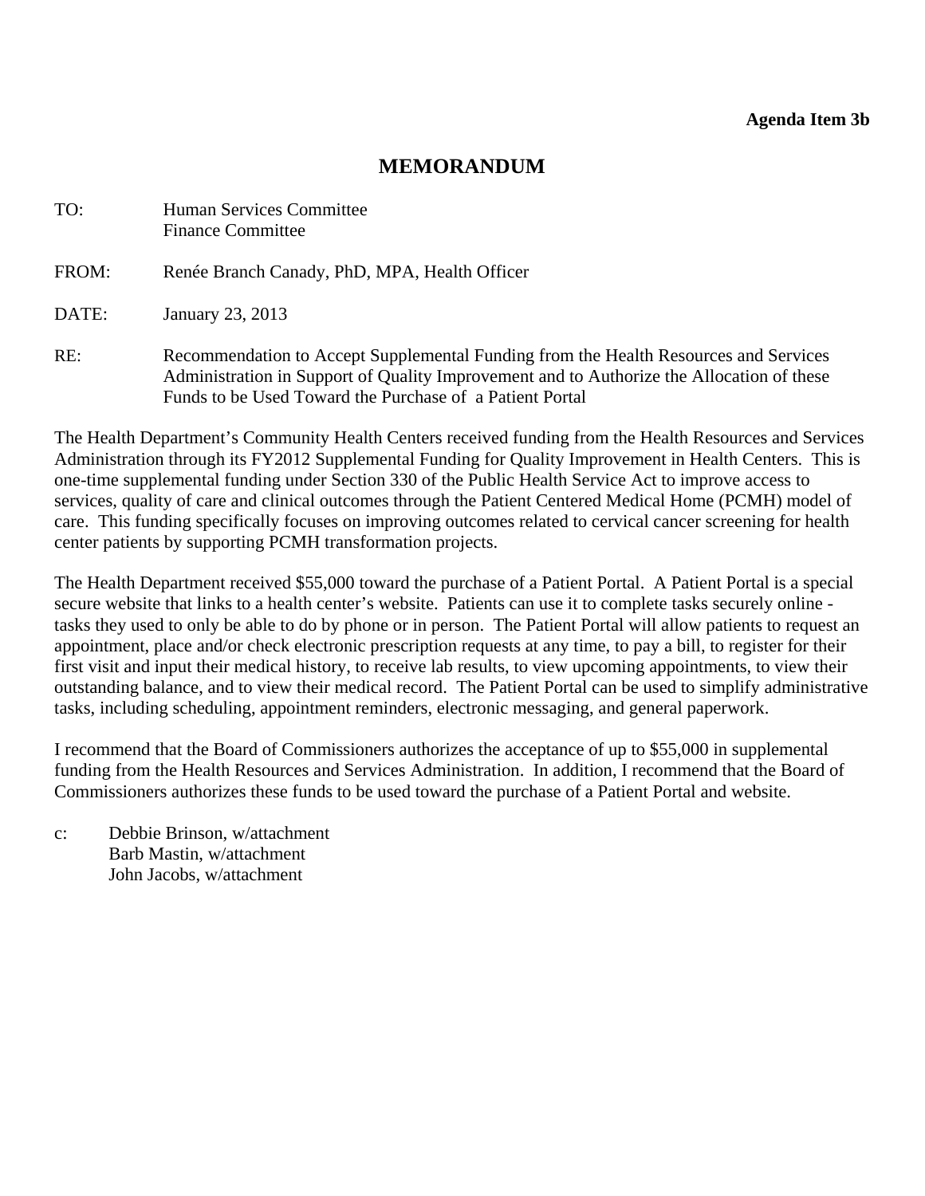**Agenda Item 3b**

# MEMORANDUM

TO: Human Services Committee
Finance Committee

FROM: Renée Branch Canady, PhD, MPA, Health Officer

DATE: January 23, 2013

RE: Recommendation to Accept Supplemental Funding from the Health Resources and Services Administration in Support of Quality Improvement and to Authorize the Allocation of these Funds to be Used Toward the Purchase of a Patient Portal

The Health Department's Community Health Centers received funding from the Health Resources and Services Administration through its FY2012 Supplemental Funding for Quality Improvement in Health Centers. This is one-time supplemental funding under Section 330 of the Public Health Service Act to improve access to services, quality of care and clinical outcomes through the Patient Centered Medical Home (PCMH) model of care. This funding specifically focuses on improving outcomes related to cervical cancer screening for health center patients by supporting PCMH transformation projects.

The Health Department received $55,000 toward the purchase of a Patient Portal. A Patient Portal is a special secure website that links to a health center's website. Patients can use it to complete tasks securely online - tasks they used to only be able to do by phone or in person. The Patient Portal will allow patients to request an appointment, place and/or check electronic prescription requests at any time, to pay a bill, to register for their first visit and input their medical history, to receive lab results, to view upcoming appointments, to view their outstanding balance, and to view their medical record. The Patient Portal can be used to simplify administrative tasks, including scheduling, appointment reminders, electronic messaging, and general paperwork.

I recommend that the Board of Commissioners authorizes the acceptance of up to $55,000 in supplemental funding from the Health Resources and Services Administration. In addition, I recommend that the Board of Commissioners authorizes these funds to be used toward the purchase of a Patient Portal and website.

c: Debbie Brinson, w/attachment
Barb Mastin, w/attachment
John Jacobs, w/attachment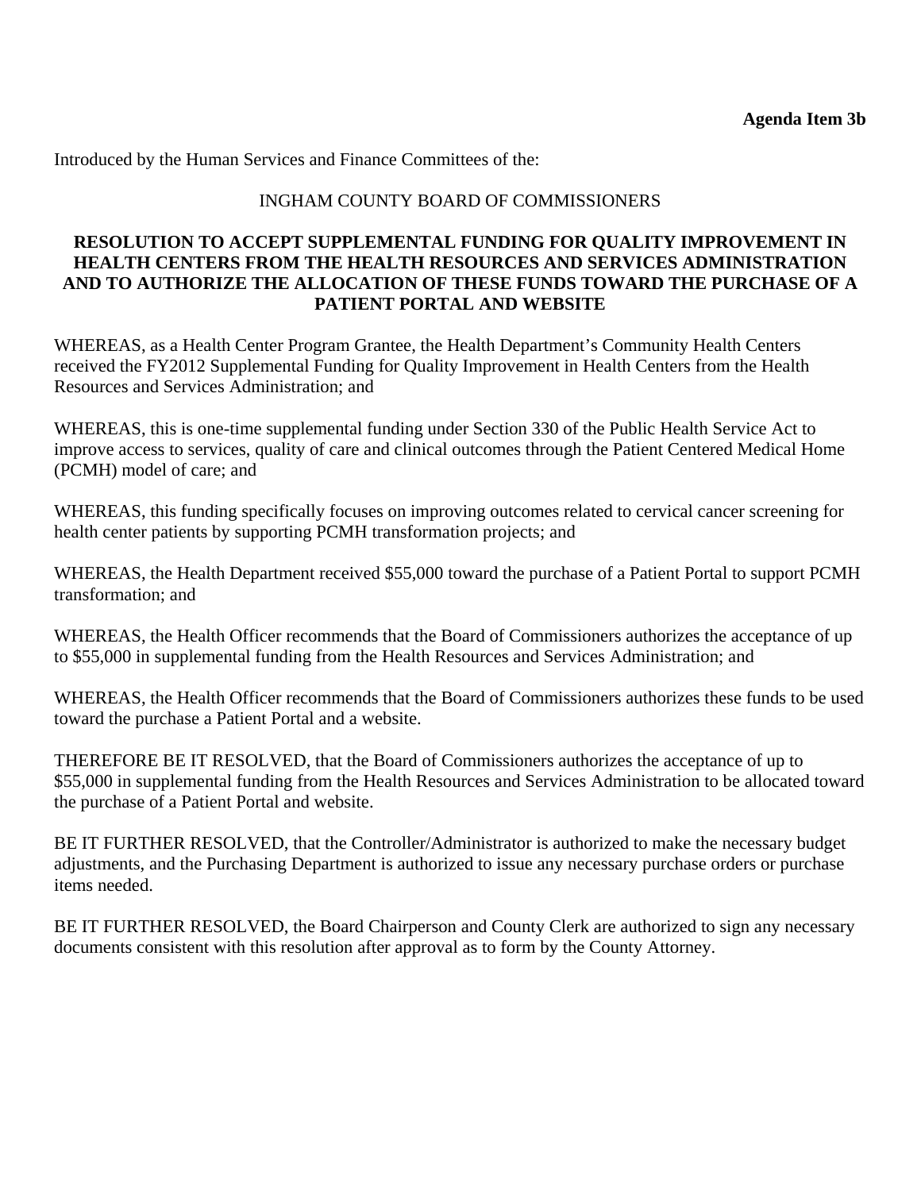**Agenda Item 3b**

Introduced by the Human Services and Finance Committees of the:

INGHAM COUNTY BOARD OF COMMISSIONERS

**RESOLUTION TO ACCEPT SUPPLEMENTAL FUNDING FOR QUALITY IMPROVEMENT IN HEALTH CENTERS FROM THE HEALTH RESOURCES AND SERVICES ADMINISTRATION AND TO AUTHORIZE THE ALLOCATION OF THESE FUNDS TOWARD THE PURCHASE OF A PATIENT PORTAL AND WEBSITE**

WHEREAS, as a Health Center Program Grantee, the Health Department's Community Health Centers received the FY2012 Supplemental Funding for Quality Improvement in Health Centers from the Health Resources and Services Administration; and

WHEREAS, this is one-time supplemental funding under Section 330 of the Public Health Service Act to improve access to services, quality of care and clinical outcomes through the Patient Centered Medical Home (PCMH) model of care; and

WHEREAS, this funding specifically focuses on improving outcomes related to cervical cancer screening for health center patients by supporting PCMH transformation projects; and

WHEREAS, the Health Department received $55,000 toward the purchase of a Patient Portal to support PCMH transformation; and

WHEREAS, the Health Officer recommends that the Board of Commissioners authorizes the acceptance of up to $55,000 in supplemental funding from the Health Resources and Services Administration; and

WHEREAS, the Health Officer recommends that the Board of Commissioners authorizes these funds to be used toward the purchase a Patient Portal and a website.

THEREFORE BE IT RESOLVED, that the Board of Commissioners authorizes the acceptance of up to $55,000 in supplemental funding from the Health Resources and Services Administration to be allocated toward the purchase of a Patient Portal and website.

BE IT FURTHER RESOLVED, that the Controller/Administrator is authorized to make the necessary budget adjustments, and the Purchasing Department is authorized to issue any necessary purchase orders or purchase items needed.

BE IT FURTHER RESOLVED, the Board Chairperson and County Clerk are authorized to sign any necessary documents consistent with this resolution after approval as to form by the County Attorney.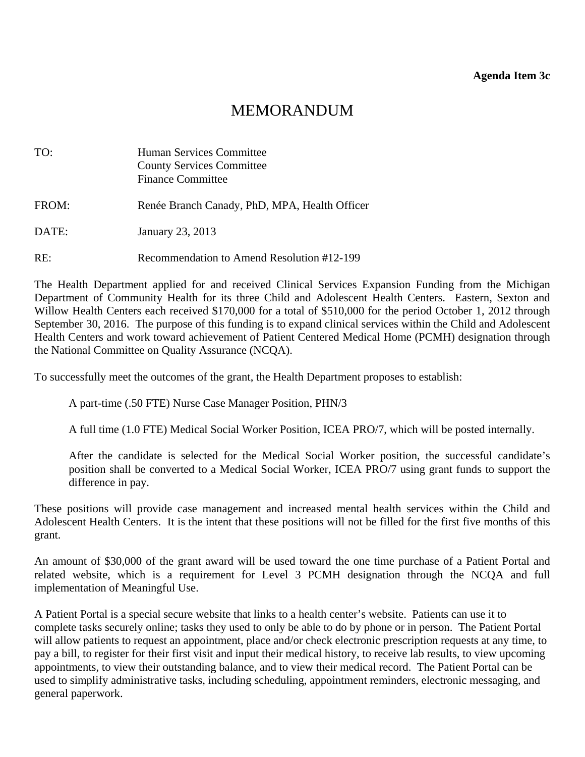**Agenda Item 3c**

# MEMORANDUM

TO: Human Services Committee
County Services Committee
Finance Committee

FROM: Renée Branch Canady, PhD, MPA, Health Officer

DATE: January 23, 2013

RE: Recommendation to Amend Resolution #12-199

The Health Department applied for and received Clinical Services Expansion Funding from the Michigan Department of Community Health for its three Child and Adolescent Health Centers. Eastern, Sexton and Willow Health Centers each received $170,000 for a total of $510,000 for the period October 1, 2012 through September 30, 2016. The purpose of this funding is to expand clinical services within the Child and Adolescent Health Centers and work toward achievement of Patient Centered Medical Home (PCMH) designation through the National Committee on Quality Assurance (NCQA).

To successfully meet the outcomes of the grant, the Health Department proposes to establish:

> A part-time (.50 FTE) Nurse Case Manager Position, PHN/3
>
> A full time (1.0 FTE) Medical Social Worker Position, ICEA PRO/7, which will be posted internally.
>
> After the candidate is selected for the Medical Social Worker position, the successful candidate's position shall be converted to a Medical Social Worker, ICEA PRO/7 using grant funds to support the difference in pay.

These positions will provide case management and increased mental health services within the Child and Adolescent Health Centers. It is the intent that these positions will not be filled for the first five months of this grant.

An amount of $30,000 of the grant award will be used toward the one time purchase of a Patient Portal and related website, which is a requirement for Level 3 PCMH designation through the NCQA and full implementation of Meaningful Use.

A Patient Portal is a special secure website that links to a health center's website. Patients can use it to complete tasks securely online; tasks they used to only be able to do by phone or in person. The Patient Portal will allow patients to request an appointment, place and/or check electronic prescription requests at any time, to pay a bill, to register for their first visit and input their medical history, to receive lab results, to view upcoming appointments, to view their outstanding balance, and to view their medical record. The Patient Portal can be used to simplify administrative tasks, including scheduling, appointment reminders, electronic messaging, and general paperwork.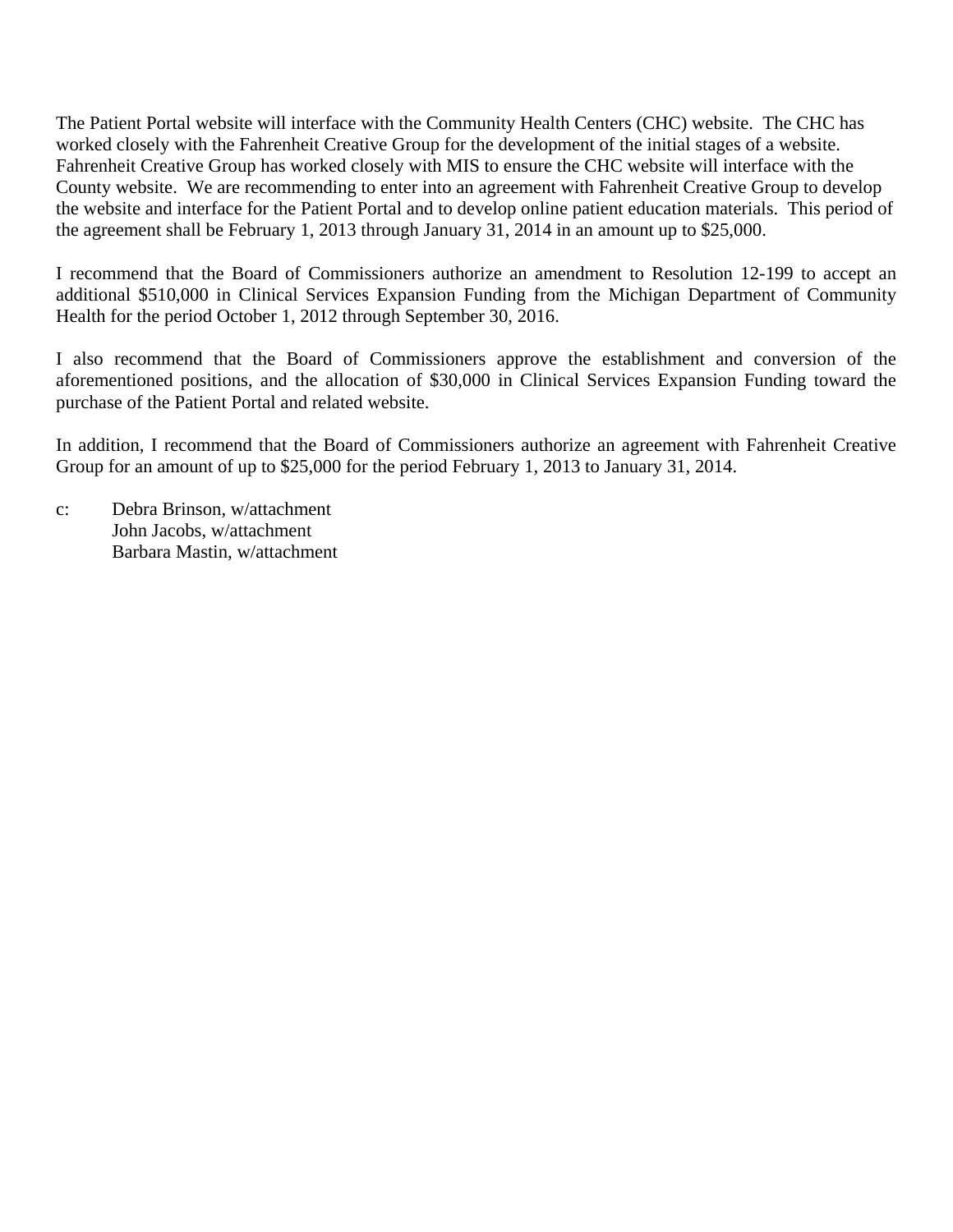The Patient Portal website will interface with the Community Health Centers (CHC) website. The CHC has worked closely with the Fahrenheit Creative Group for the development of the initial stages of a website. Fahrenheit Creative Group has worked closely with MIS to ensure the CHC website will interface with the County website. We are recommending to enter into an agreement with Fahrenheit Creative Group to develop the website and interface for the Patient Portal and to develop online patient education materials. This period of the agreement shall be February 1, 2013 through January 31, 2014 in an amount up to $25,000.

I recommend that the Board of Commissioners authorize an amendment to Resolution 12-199 to accept an additional $510,000 in Clinical Services Expansion Funding from the Michigan Department of Community Health for the period October 1, 2012 through September 30, 2016.

I also recommend that the Board of Commissioners approve the establishment and conversion of the aforementioned positions, and the allocation of $30,000 in Clinical Services Expansion Funding toward the purchase of the Patient Portal and related website.

In addition, I recommend that the Board of Commissioners authorize an agreement with Fahrenheit Creative Group for an amount of up to $25,000 for the period February 1, 2013 to January 31, 2014.

c: Debra Brinson, w/attachment
John Jacobs, w/attachment
Barbara Mastin, w/attachment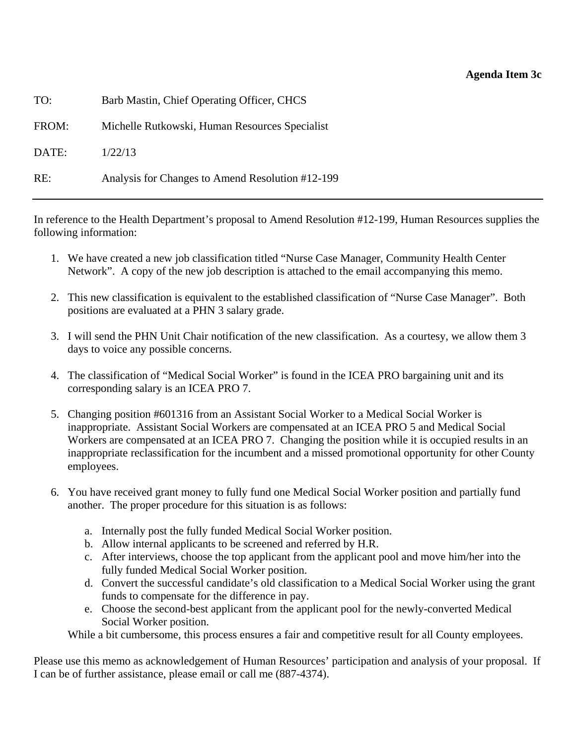**Agenda Item 3c**

TO: Barb Mastin, Chief Operating Officer, CHCS

FROM: Michelle Rutkowski, Human Resources Specialist

DATE: 1/22/13

RE: Analysis for Changes to Amend Resolution #12-199

---

In reference to the Health Department's proposal to Amend Resolution #12-199, Human Resources supplies the following information:

1. We have created a new job classification titled "Nurse Case Manager, Community Health Center Network". A copy of the new job description is attached to the email accompanying this memo.

2. This new classification is equivalent to the established classification of "Nurse Case Manager". Both positions are evaluated at a PHN 3 salary grade.

3. I will send the PHN Unit Chair notification of the new classification. As a courtesy, we allow them 3 days to voice any possible concerns.

4. The classification of "Medical Social Worker" is found in the ICEA PRO bargaining unit and its corresponding salary is an ICEA PRO 7.

5. Changing position #601316 from an Assistant Social Worker to a Medical Social Worker is inappropriate. Assistant Social Workers are compensated at an ICEA PRO 5 and Medical Social Workers are compensated at an ICEA PRO 7. Changing the position while it is occupied results in an inappropriate reclassification for the incumbent and a missed promotional opportunity for other County employees.

6. You have received grant money to fully fund one Medical Social Worker position and partially fund another. The proper procedure for this situation is as follows:

   a. Internally post the fully funded Medical Social Worker position.
   b. Allow internal applicants to be screened and referred by H.R.
   c. After interviews, choose the top applicant from the applicant pool and move him/her into the fully funded Medical Social Worker position.
   d. Convert the successful candidate's old classification to a Medical Social Worker using the grant funds to compensate for the difference in pay.
   e. Choose the second-best applicant from the applicant pool for the newly-converted Medical Social Worker position.

   While a bit cumbersome, this process ensures a fair and competitive result for all County employees.

Please use this memo as acknowledgement of Human Resources' participation and analysis of your proposal. If I can be of further assistance, please email or call me (887-4374).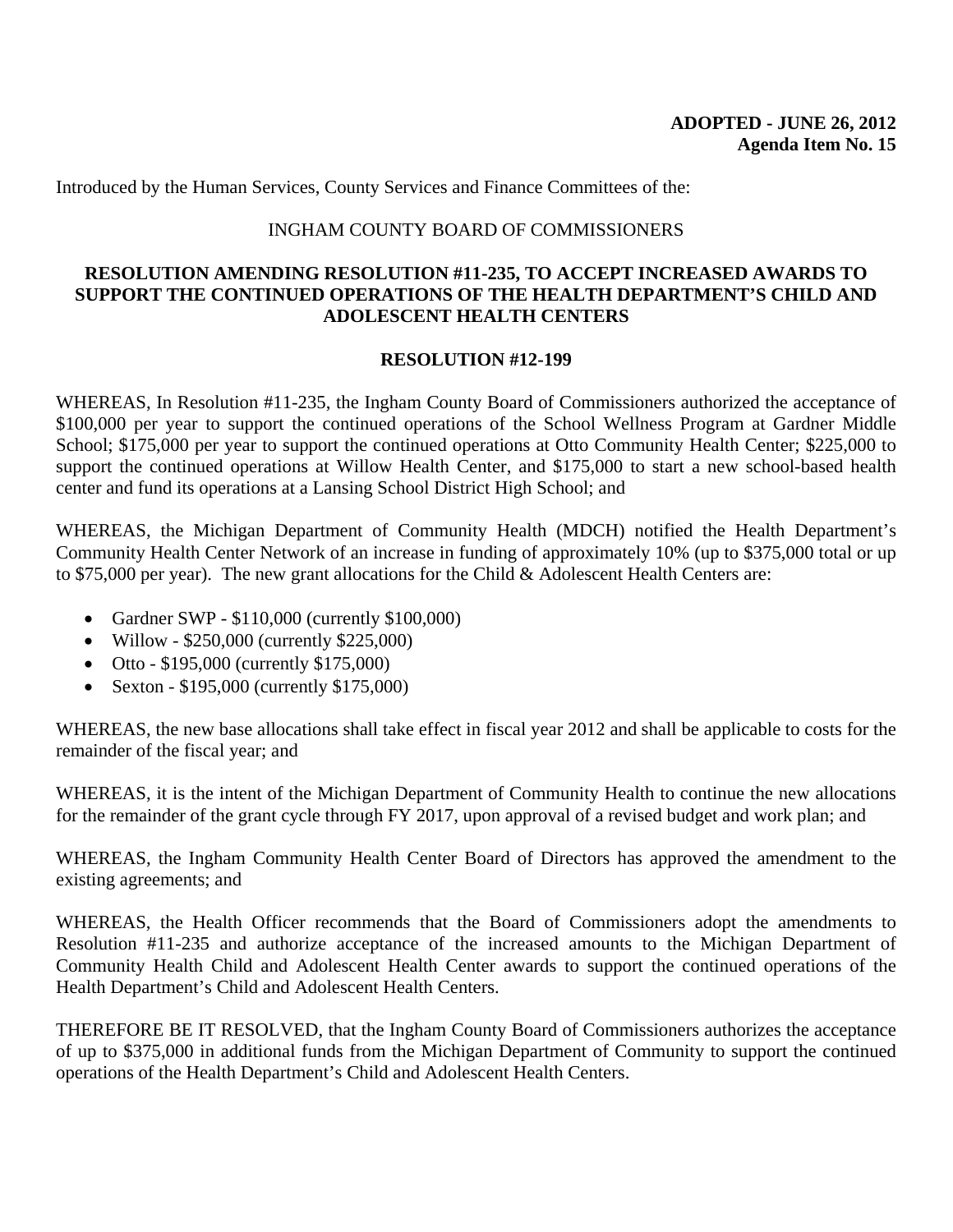**ADOPTED - JUNE 26, 2012**
**Agenda Item No. 15**

Introduced by the Human Services, County Services and Finance Committees of the:

INGHAM COUNTY BOARD OF COMMISSIONERS

## RESOLUTION AMENDING RESOLUTION #11-235, TO ACCEPT INCREASED AWARDS TO SUPPORT THE CONTINUED OPERATIONS OF THE HEALTH DEPARTMENT'S CHILD AND ADOLESCENT HEALTH CENTERS

## RESOLUTION #12-199

WHEREAS, In Resolution #11-235, the Ingham County Board of Commissioners authorized the acceptance of $100,000 per year to support the continued operations of the School Wellness Program at Gardner Middle School; $175,000 per year to support the continued operations at Otto Community Health Center; $225,000 to support the continued operations at Willow Health Center, and $175,000 to start a new school-based health center and fund its operations at a Lansing School District High School; and

WHEREAS, the Michigan Department of Community Health (MDCH) notified the Health Department's Community Health Center Network of an increase in funding of approximately 10% (up to $375,000 total or up to $75,000 per year). The new grant allocations for the Child & Adolescent Health Centers are:

- Gardner SWP - $110,000 (currently $100,000)
- Willow - $250,000 (currently $225,000)
- Otto - $195,000 (currently $175,000)
- Sexton - $195,000 (currently $175,000)

WHEREAS, the new base allocations shall take effect in fiscal year 2012 and shall be applicable to costs for the remainder of the fiscal year; and

WHEREAS, it is the intent of the Michigan Department of Community Health to continue the new allocations for the remainder of the grant cycle through FY 2017, upon approval of a revised budget and work plan; and

WHEREAS, the Ingham Community Health Center Board of Directors has approved the amendment to the existing agreements; and

WHEREAS, the Health Officer recommends that the Board of Commissioners adopt the amendments to Resolution #11-235 and authorize acceptance of the increased amounts to the Michigan Department of Community Health Child and Adolescent Health Center awards to support the continued operations of the Health Department's Child and Adolescent Health Centers.

THEREFORE BE IT RESOLVED, that the Ingham County Board of Commissioners authorizes the acceptance of up to $375,000 in additional funds from the Michigan Department of Community to support the continued operations of the Health Department's Child and Adolescent Health Centers.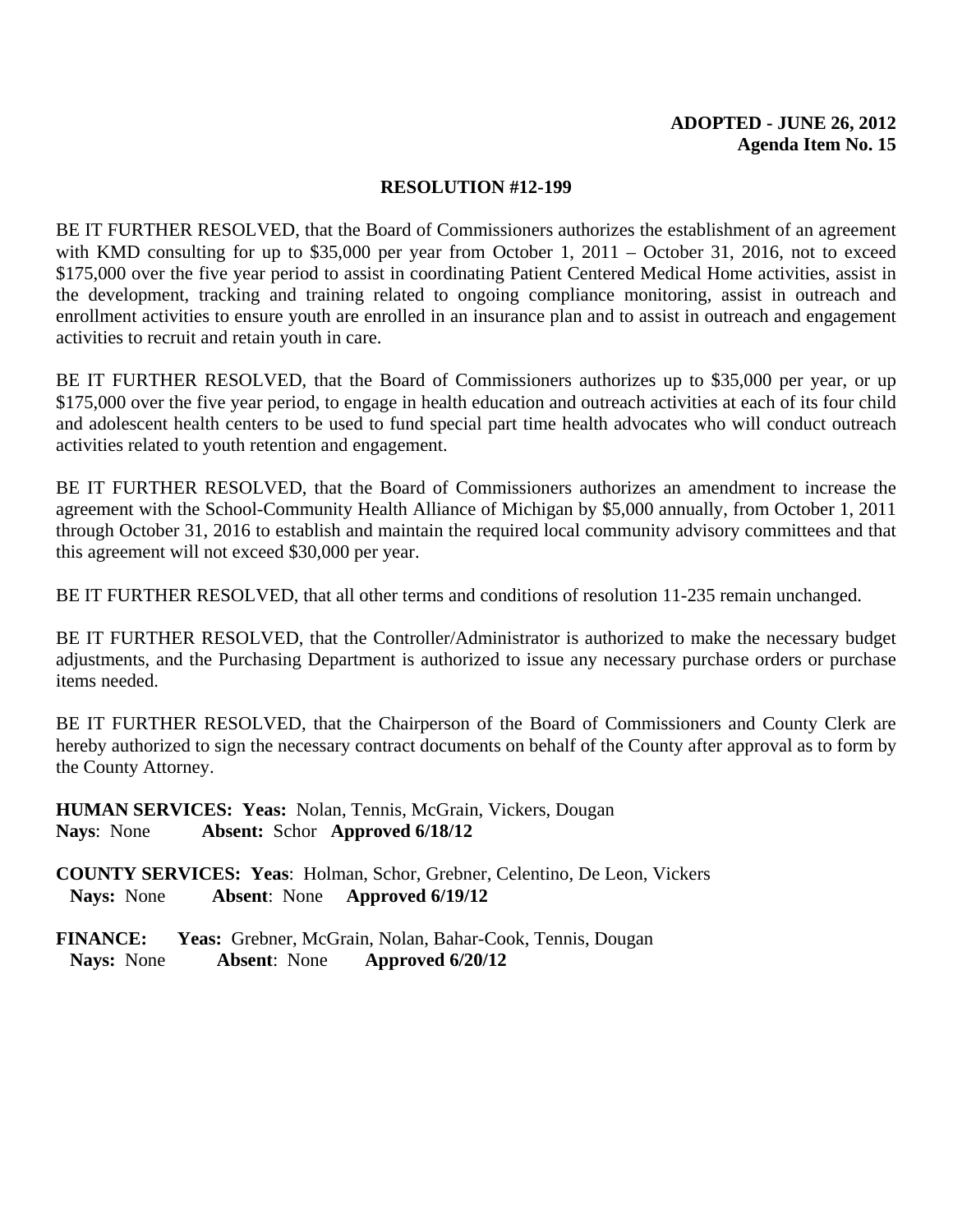**ADOPTED - JUNE 26, 2012**
**Agenda Item No. 15**

**RESOLUTION #12-199**

BE IT FURTHER RESOLVED, that the Board of Commissioners authorizes the establishment of an agreement with KMD consulting for up to $35,000 per year from October 1, 2011 – October 31, 2016, not to exceed $175,000 over the five year period to assist in coordinating Patient Centered Medical Home activities, assist in the development, tracking and training related to ongoing compliance monitoring, assist in outreach and enrollment activities to ensure youth are enrolled in an insurance plan and to assist in outreach and engagement activities to recruit and retain youth in care.

BE IT FURTHER RESOLVED, that the Board of Commissioners authorizes up to $35,000 per year, or up $175,000 over the five year period, to engage in health education and outreach activities at each of its four child and adolescent health centers to be used to fund special part time health advocates who will conduct outreach activities related to youth retention and engagement.

BE IT FURTHER RESOLVED, that the Board of Commissioners authorizes an amendment to increase the agreement with the School-Community Health Alliance of Michigan by $5,000 annually, from October 1, 2011 through October 31, 2016 to establish and maintain the required local community advisory committees and that this agreement will not exceed $30,000 per year.

BE IT FURTHER RESOLVED, that all other terms and conditions of resolution 11-235 remain unchanged.

BE IT FURTHER RESOLVED, that the Controller/Administrator is authorized to make the necessary budget adjustments, and the Purchasing Department is authorized to issue any necessary purchase orders or purchase items needed.

BE IT FURTHER RESOLVED, that the Chairperson of the Board of Commissioners and County Clerk are hereby authorized to sign the necessary contract documents on behalf of the County after approval as to form by the County Attorney.

**HUMAN SERVICES: Yeas:** Nolan, Tennis, McGrain, Vickers, Dougan
**Nays**: None **Absent:** Schor **Approved 6/18/12**

**COUNTY SERVICES: Yeas**: Holman, Schor, Grebner, Celentino, De Leon, Vickers
**Nays:** None **Absent**: None **Approved 6/19/12**

**FINANCE: Yeas:** Grebner, McGrain, Nolan, Bahar-Cook, Tennis, Dougan
**Nays:** None **Absent**: None **Approved 6/20/12**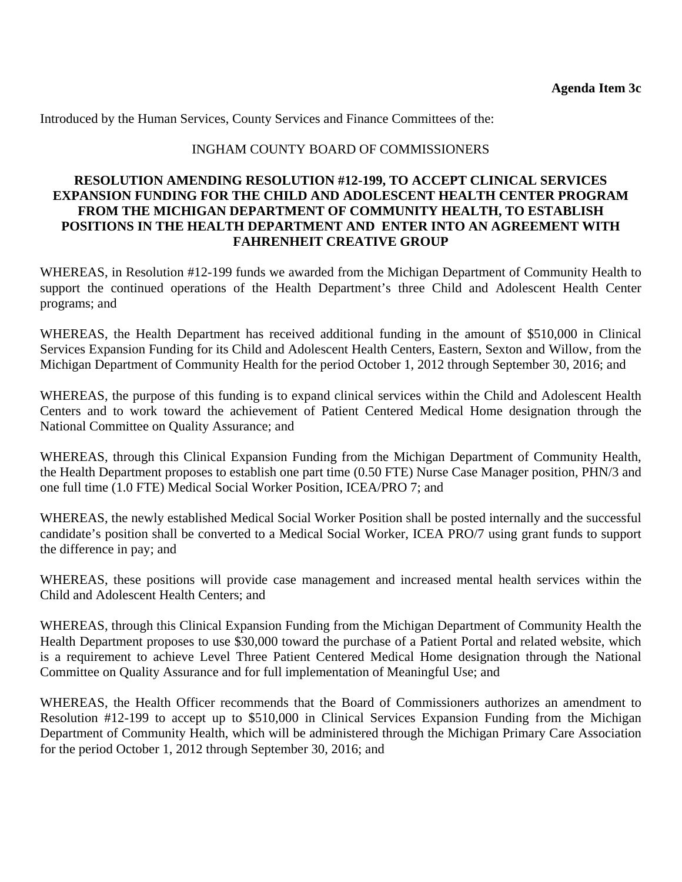**Agenda Item 3c**

Introduced by the Human Services, County Services and Finance Committees of the:

INGHAM COUNTY BOARD OF COMMISSIONERS

**RESOLUTION AMENDING RESOLUTION #12-199, TO ACCEPT CLINICAL SERVICES EXPANSION FUNDING FOR THE CHILD AND ADOLESCENT HEALTH CENTER PROGRAM FROM THE MICHIGAN DEPARTMENT OF COMMUNITY HEALTH, TO ESTABLISH POSITIONS IN THE HEALTH DEPARTMENT AND ENTER INTO AN AGREEMENT WITH FAHRENHEIT CREATIVE GROUP**

WHEREAS, in Resolution #12-199 funds we awarded from the Michigan Department of Community Health to support the continued operations of the Health Department's three Child and Adolescent Health Center programs; and

WHEREAS, the Health Department has received additional funding in the amount of $510,000 in Clinical Services Expansion Funding for its Child and Adolescent Health Centers, Eastern, Sexton and Willow, from the Michigan Department of Community Health for the period October 1, 2012 through September 30, 2016; and

WHEREAS, the purpose of this funding is to expand clinical services within the Child and Adolescent Health Centers and to work toward the achievement of Patient Centered Medical Home designation through the National Committee on Quality Assurance; and

WHEREAS, through this Clinical Expansion Funding from the Michigan Department of Community Health, the Health Department proposes to establish one part time (0.50 FTE) Nurse Case Manager position, PHN/3 and one full time (1.0 FTE) Medical Social Worker Position, ICEA/PRO 7; and

WHEREAS, the newly established Medical Social Worker Position shall be posted internally and the successful candidate's position shall be converted to a Medical Social Worker, ICEA PRO/7 using grant funds to support the difference in pay; and

WHEREAS, these positions will provide case management and increased mental health services within the Child and Adolescent Health Centers; and

WHEREAS, through this Clinical Expansion Funding from the Michigan Department of Community Health the Health Department proposes to use $30,000 toward the purchase of a Patient Portal and related website, which is a requirement to achieve Level Three Patient Centered Medical Home designation through the National Committee on Quality Assurance and for full implementation of Meaningful Use; and

WHEREAS, the Health Officer recommends that the Board of Commissioners authorizes an amendment to Resolution #12-199 to accept up to $510,000 in Clinical Services Expansion Funding from the Michigan Department of Community Health, which will be administered through the Michigan Primary Care Association for the period October 1, 2012 through September 30, 2016; and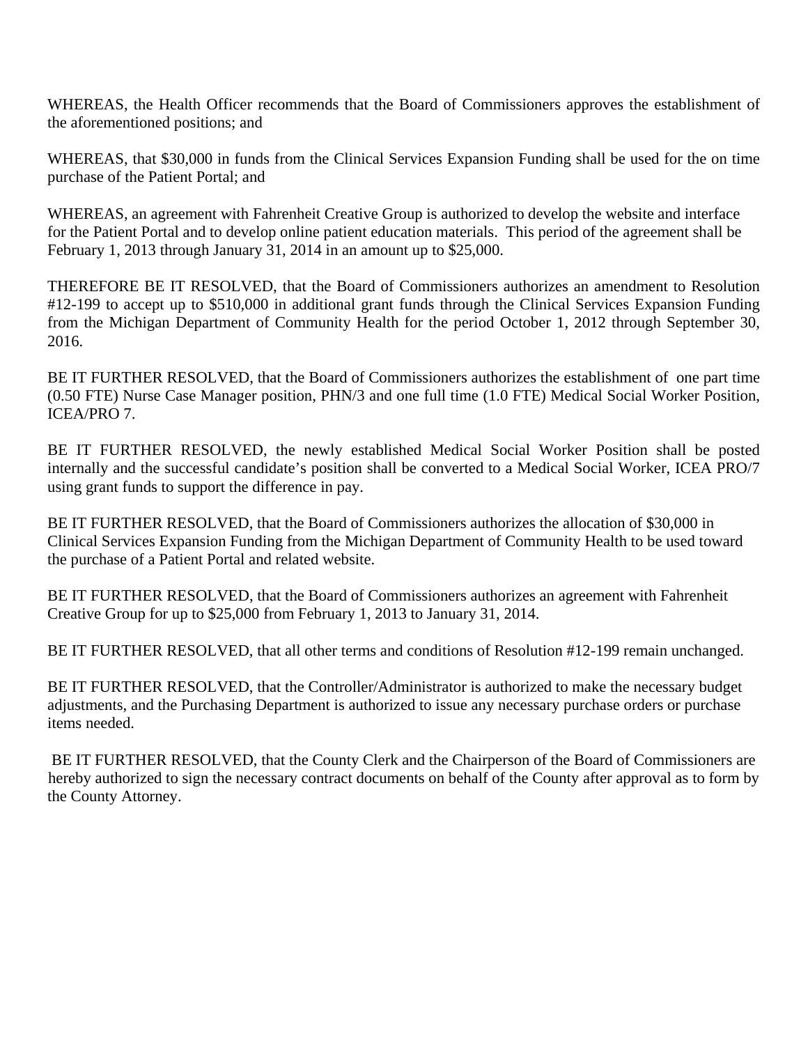WHEREAS, the Health Officer recommends that the Board of Commissioners approves the establishment of the aforementioned positions; and

WHEREAS, that $30,000 in funds from the Clinical Services Expansion Funding shall be used for the on time purchase of the Patient Portal; and

WHEREAS, an agreement with Fahrenheit Creative Group is authorized to develop the website and interface for the Patient Portal and to develop online patient education materials. This period of the agreement shall be February 1, 2013 through January 31, 2014 in an amount up to $25,000.

THEREFORE BE IT RESOLVED, that the Board of Commissioners authorizes an amendment to Resolution #12-199 to accept up to $510,000 in additional grant funds through the Clinical Services Expansion Funding from the Michigan Department of Community Health for the period October 1, 2012 through September 30, 2016.

BE IT FURTHER RESOLVED, that the Board of Commissioners authorizes the establishment of one part time (0.50 FTE) Nurse Case Manager position, PHN/3 and one full time (1.0 FTE) Medical Social Worker Position, ICEA/PRO 7.

BE IT FURTHER RESOLVED, the newly established Medical Social Worker Position shall be posted internally and the successful candidate's position shall be converted to a Medical Social Worker, ICEA PRO/7 using grant funds to support the difference in pay.

BE IT FURTHER RESOLVED, that the Board of Commissioners authorizes the allocation of $30,000 in Clinical Services Expansion Funding from the Michigan Department of Community Health to be used toward the purchase of a Patient Portal and related website.

BE IT FURTHER RESOLVED, that the Board of Commissioners authorizes an agreement with Fahrenheit Creative Group for up to $25,000 from February 1, 2013 to January 31, 2014.

BE IT FURTHER RESOLVED, that all other terms and conditions of Resolution #12-199 remain unchanged.

BE IT FURTHER RESOLVED, that the Controller/Administrator is authorized to make the necessary budget adjustments, and the Purchasing Department is authorized to issue any necessary purchase orders or purchase items needed.

BE IT FURTHER RESOLVED, that the County Clerk and the Chairperson of the Board of Commissioners are hereby authorized to sign the necessary contract documents on behalf of the County after approval as to form by the County Attorney.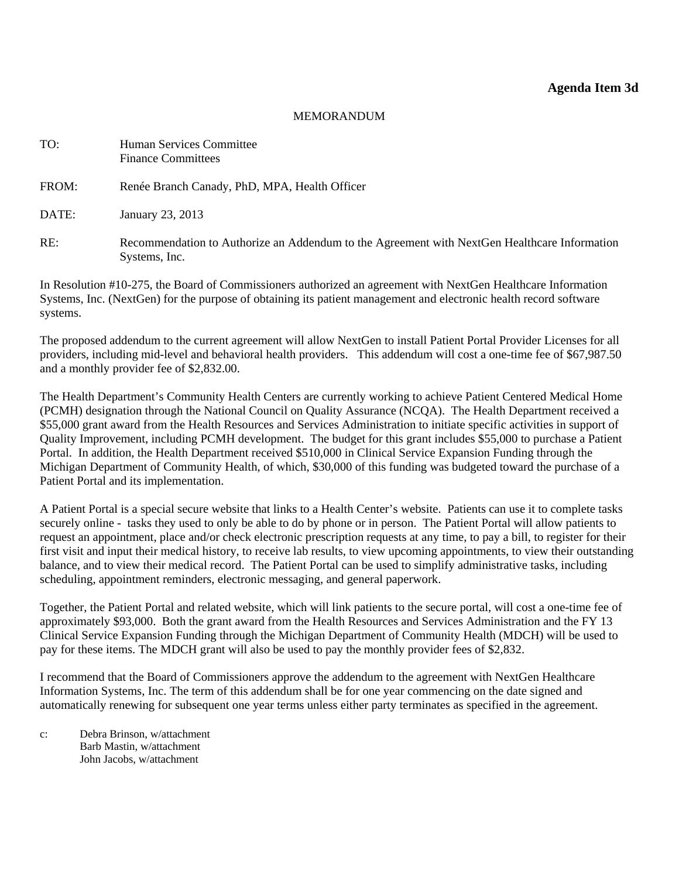**Agenda Item 3d**

MEMORANDUM

TO: Human Services Committee
Finance Committees

FROM: Renée Branch Canady, PhD, MPA, Health Officer

DATE: January 23, 2013

RE: Recommendation to Authorize an Addendum to the Agreement with NextGen Healthcare Information Systems, Inc.

In Resolution #10-275, the Board of Commissioners authorized an agreement with NextGen Healthcare Information Systems, Inc. (NextGen) for the purpose of obtaining its patient management and electronic health record software systems.

The proposed addendum to the current agreement will allow NextGen to install Patient Portal Provider Licenses for all providers, including mid-level and behavioral health providers. This addendum will cost a one-time fee of $67,987.50 and a monthly provider fee of $2,832.00.

The Health Department's Community Health Centers are currently working to achieve Patient Centered Medical Home (PCMH) designation through the National Council on Quality Assurance (NCQA). The Health Department received a $55,000 grant award from the Health Resources and Services Administration to initiate specific activities in support of Quality Improvement, including PCMH development. The budget for this grant includes $55,000 to purchase a Patient Portal. In addition, the Health Department received $510,000 in Clinical Service Expansion Funding through the Michigan Department of Community Health, of which, $30,000 of this funding was budgeted toward the purchase of a Patient Portal and its implementation.

A Patient Portal is a special secure website that links to a Health Center's website. Patients can use it to complete tasks securely online - tasks they used to only be able to do by phone or in person. The Patient Portal will allow patients to request an appointment, place and/or check electronic prescription requests at any time, to pay a bill, to register for their first visit and input their medical history, to receive lab results, to view upcoming appointments, to view their outstanding balance, and to view their medical record. The Patient Portal can be used to simplify administrative tasks, including scheduling, appointment reminders, electronic messaging, and general paperwork.

Together, the Patient Portal and related website, which will link patients to the secure portal, will cost a one-time fee of approximately $93,000. Both the grant award from the Health Resources and Services Administration and the FY 13 Clinical Service Expansion Funding through the Michigan Department of Community Health (MDCH) will be used to pay for these items. The MDCH grant will also be used to pay the monthly provider fees of $2,832.

I recommend that the Board of Commissioners approve the addendum to the agreement with NextGen Healthcare Information Systems, Inc. The term of this addendum shall be for one year commencing on the date signed and automatically renewing for subsequent one year terms unless either party terminates as specified in the agreement.

c: Debra Brinson, w/attachment
Barb Mastin, w/attachment
John Jacobs, w/attachment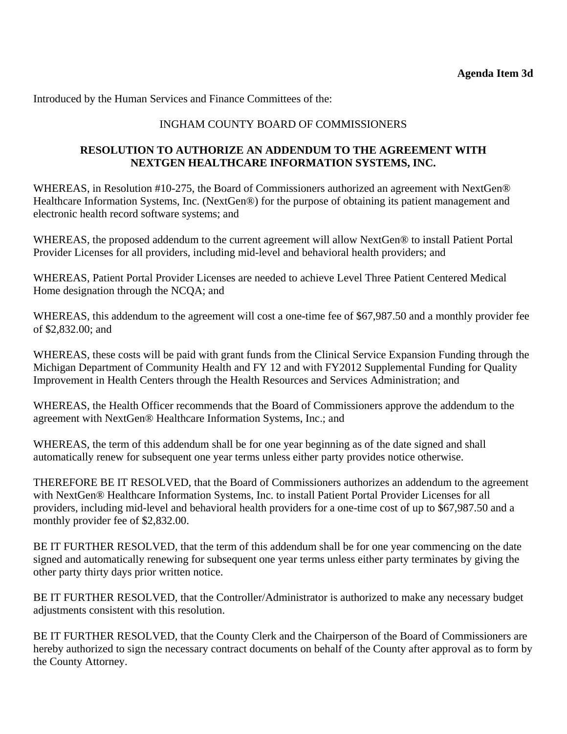**Agenda Item 3d**

Introduced by the Human Services and Finance Committees of the:

INGHAM COUNTY BOARD OF COMMISSIONERS

**RESOLUTION TO AUTHORIZE AN ADDENDUM TO THE AGREEMENT WITH NEXTGEN HEALTHCARE INFORMATION SYSTEMS, INC.**

WHEREAS, in Resolution #10-275, the Board of Commissioners authorized an agreement with NextGen® Healthcare Information Systems, Inc. (NextGen®) for the purpose of obtaining its patient management and electronic health record software systems; and

WHEREAS, the proposed addendum to the current agreement will allow NextGen® to install Patient Portal Provider Licenses for all providers, including mid-level and behavioral health providers; and

WHEREAS, Patient Portal Provider Licenses are needed to achieve Level Three Patient Centered Medical Home designation through the NCQA; and

WHEREAS, this addendum to the agreement will cost a one-time fee of $67,987.50 and a monthly provider fee of $2,832.00; and

WHEREAS, these costs will be paid with grant funds from the Clinical Service Expansion Funding through the Michigan Department of Community Health and FY 12 and with FY2012 Supplemental Funding for Quality Improvement in Health Centers through the Health Resources and Services Administration; and

WHEREAS, the Health Officer recommends that the Board of Commissioners approve the addendum to the agreement with NextGen® Healthcare Information Systems, Inc.; and

WHEREAS, the term of this addendum shall be for one year beginning as of the date signed and shall automatically renew for subsequent one year terms unless either party provides notice otherwise.

THEREFORE BE IT RESOLVED, that the Board of Commissioners authorizes an addendum to the agreement with NextGen® Healthcare Information Systems, Inc. to install Patient Portal Provider Licenses for all providers, including mid-level and behavioral health providers for a one-time cost of up to $67,987.50 and a monthly provider fee of $2,832.00.

BE IT FURTHER RESOLVED, that the term of this addendum shall be for one year commencing on the date signed and automatically renewing for subsequent one year terms unless either party terminates by giving the other party thirty days prior written notice.

BE IT FURTHER RESOLVED, that the Controller/Administrator is authorized to make any necessary budget adjustments consistent with this resolution.

BE IT FURTHER RESOLVED, that the County Clerk and the Chairperson of the Board of Commissioners are hereby authorized to sign the necessary contract documents on behalf of the County after approval as to form by the County Attorney.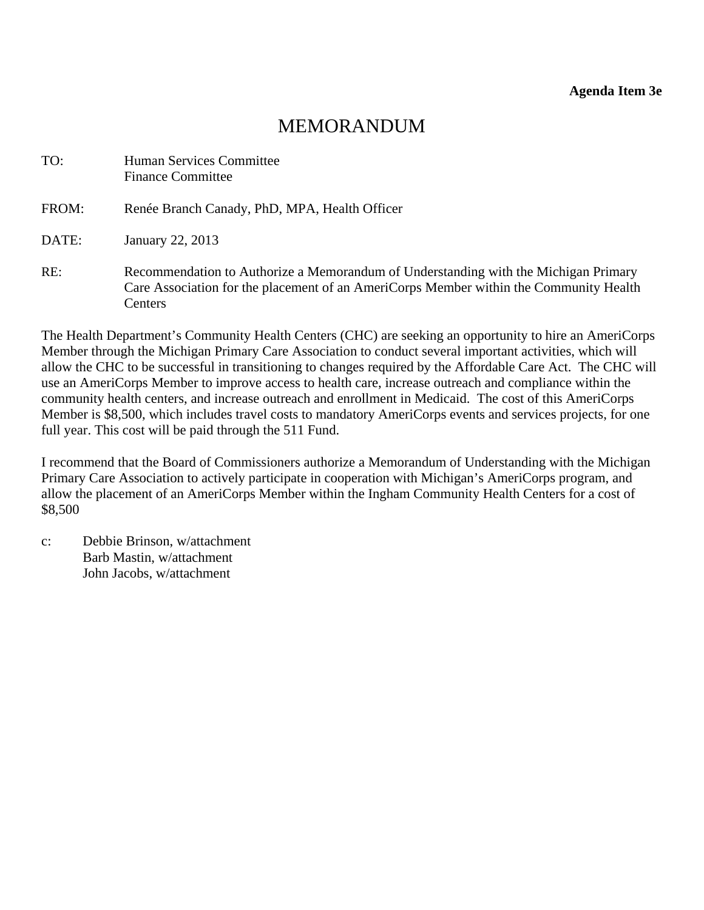**Agenda Item 3e**

# MEMORANDUM

TO: Human Services Committee
Finance Committee

FROM: Renée Branch Canady, PhD, MPA, Health Officer

DATE: January 22, 2013

RE: Recommendation to Authorize a Memorandum of Understanding with the Michigan Primary Care Association for the placement of an AmeriCorps Member within the Community Health Centers

The Health Department's Community Health Centers (CHC) are seeking an opportunity to hire an AmeriCorps Member through the Michigan Primary Care Association to conduct several important activities, which will allow the CHC to be successful in transitioning to changes required by the Affordable Care Act. The CHC will use an AmeriCorps Member to improve access to health care, increase outreach and compliance within the community health centers, and increase outreach and enrollment in Medicaid. The cost of this AmeriCorps Member is $8,500, which includes travel costs to mandatory AmeriCorps events and services projects, for one full year. This cost will be paid through the 511 Fund.

I recommend that the Board of Commissioners authorize a Memorandum of Understanding with the Michigan Primary Care Association to actively participate in cooperation with Michigan's AmeriCorps program, and allow the placement of an AmeriCorps Member within the Ingham Community Health Centers for a cost of $8,500

c: Debbie Brinson, w/attachment
Barb Mastin, w/attachment
John Jacobs, w/attachment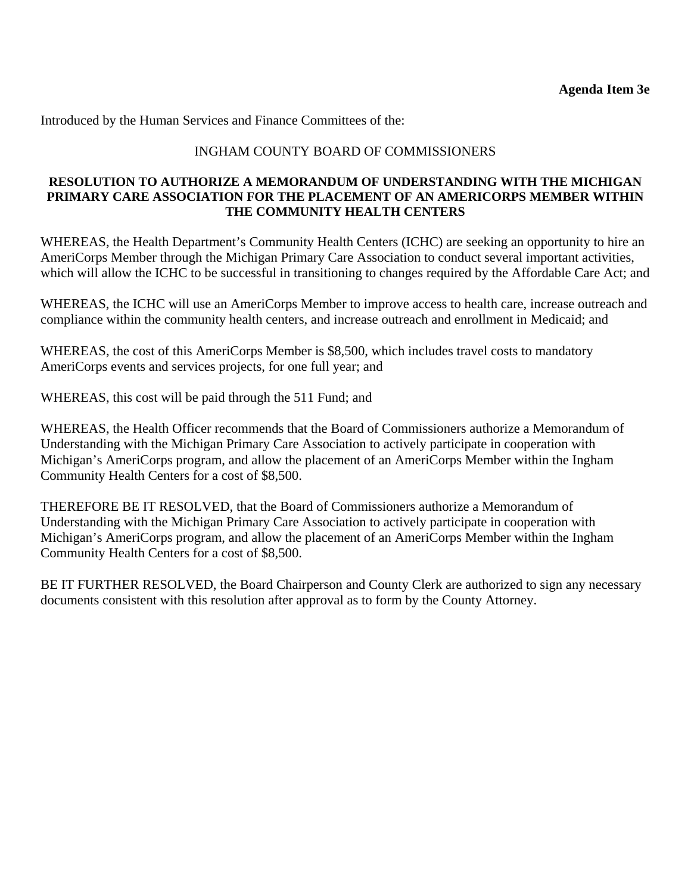**Agenda Item 3e**

Introduced by the Human Services and Finance Committees of the:

INGHAM COUNTY BOARD OF COMMISSIONERS

**RESOLUTION TO AUTHORIZE A MEMORANDUM OF UNDERSTANDING WITH THE MICHIGAN PRIMARY CARE ASSOCIATION FOR THE PLACEMENT OF AN AMERICORPS MEMBER WITHIN THE COMMUNITY HEALTH CENTERS**

WHEREAS, the Health Department's Community Health Centers (ICHC) are seeking an opportunity to hire an AmeriCorps Member through the Michigan Primary Care Association to conduct several important activities, which will allow the ICHC to be successful in transitioning to changes required by the Affordable Care Act; and

WHEREAS, the ICHC will use an AmeriCorps Member to improve access to health care, increase outreach and compliance within the community health centers, and increase outreach and enrollment in Medicaid; and

WHEREAS, the cost of this AmeriCorps Member is $8,500, which includes travel costs to mandatory AmeriCorps events and services projects, for one full year; and

WHEREAS, this cost will be paid through the 511 Fund; and

WHEREAS, the Health Officer recommends that the Board of Commissioners authorize a Memorandum of Understanding with the Michigan Primary Care Association to actively participate in cooperation with Michigan's AmeriCorps program, and allow the placement of an AmeriCorps Member within the Ingham Community Health Centers for a cost of $8,500.

THEREFORE BE IT RESOLVED, that the Board of Commissioners authorize a Memorandum of Understanding with the Michigan Primary Care Association to actively participate in cooperation with Michigan's AmeriCorps program, and allow the placement of an AmeriCorps Member within the Ingham Community Health Centers for a cost of $8,500.

BE IT FURTHER RESOLVED, the Board Chairperson and County Clerk are authorized to sign any necessary documents consistent with this resolution after approval as to form by the County Attorney.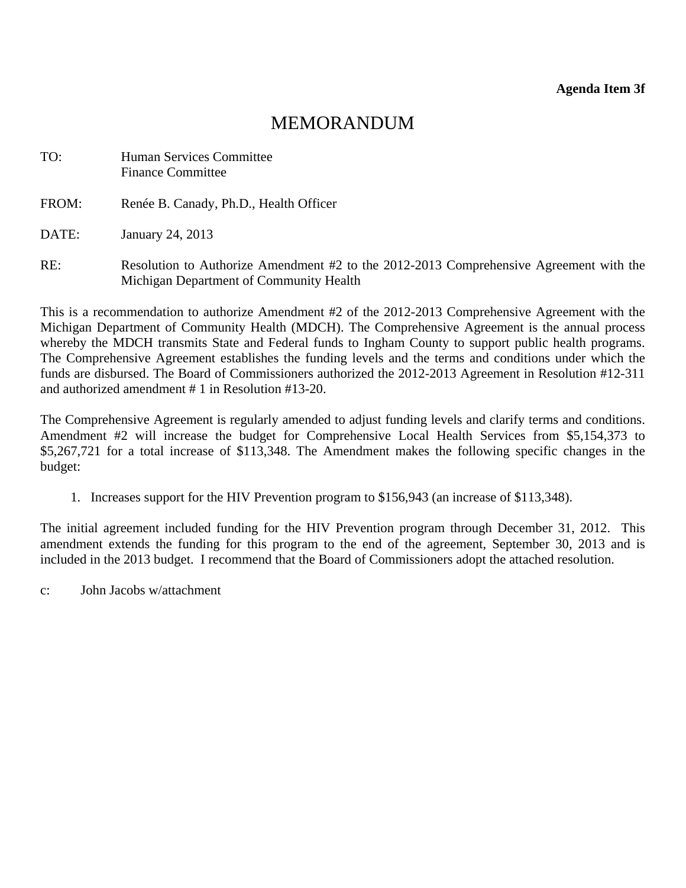**Agenda Item 3f**

# MEMORANDUM

TO: Human Services Committee
Finance Committee

FROM: Renée B. Canady, Ph.D., Health Officer

DATE: January 24, 2013

RE: Resolution to Authorize Amendment #2 to the 2012-2013 Comprehensive Agreement with the Michigan Department of Community Health

This is a recommendation to authorize Amendment #2 of the 2012-2013 Comprehensive Agreement with the Michigan Department of Community Health (MDCH). The Comprehensive Agreement is the annual process whereby the MDCH transmits State and Federal funds to Ingham County to support public health programs. The Comprehensive Agreement establishes the funding levels and the terms and conditions under which the funds are disbursed. The Board of Commissioners authorized the 2012-2013 Agreement in Resolution #12-311 and authorized amendment # 1 in Resolution #13-20.

The Comprehensive Agreement is regularly amended to adjust funding levels and clarify terms and conditions. Amendment #2 will increase the budget for Comprehensive Local Health Services from $5,154,373 to $5,267,721 for a total increase of $113,348. The Amendment makes the following specific changes in the budget:

1. Increases support for the HIV Prevention program to $156,943 (an increase of $113,348).

The initial agreement included funding for the HIV Prevention program through December 31, 2012. This amendment extends the funding for this program to the end of the agreement, September 30, 2013 and is included in the 2013 budget. I recommend that the Board of Commissioners adopt the attached resolution.

c: John Jacobs w/attachment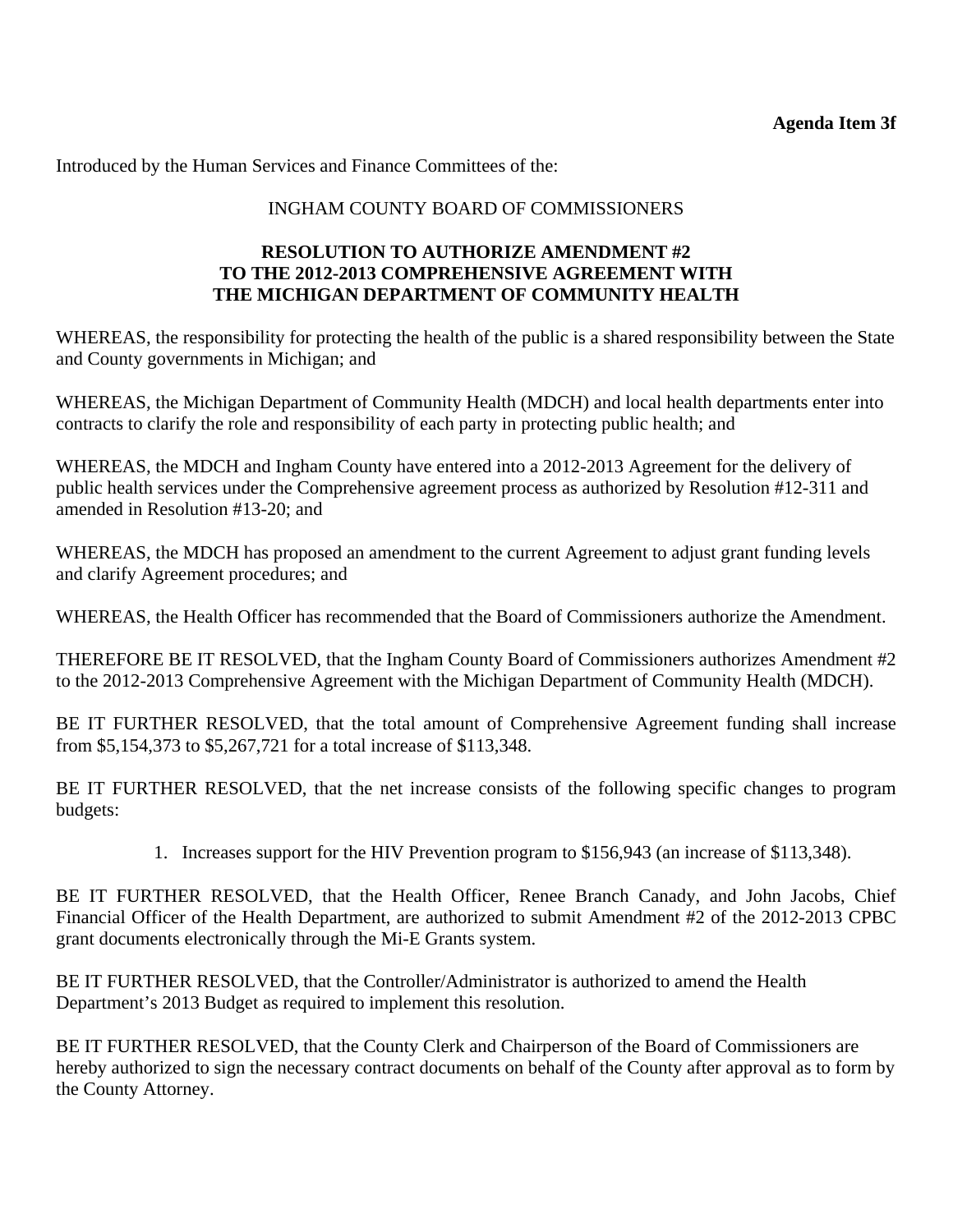**Agenda Item 3f**

Introduced by the Human Services and Finance Committees of the:

INGHAM COUNTY BOARD OF COMMISSIONERS

**RESOLUTION TO AUTHORIZE AMENDMENT #2 TO THE 2012-2013 COMPREHENSIVE AGREEMENT WITH THE MICHIGAN DEPARTMENT OF COMMUNITY HEALTH**

WHEREAS, the responsibility for protecting the health of the public is a shared responsibility between the State and County governments in Michigan; and

WHEREAS, the Michigan Department of Community Health (MDCH) and local health departments enter into contracts to clarify the role and responsibility of each party in protecting public health; and

WHEREAS, the MDCH and Ingham County have entered into a 2012-2013 Agreement for the delivery of public health services under the Comprehensive agreement process as authorized by Resolution #12-311 and amended in Resolution #13-20; and

WHEREAS, the MDCH has proposed an amendment to the current Agreement to adjust grant funding levels and clarify Agreement procedures; and

WHEREAS, the Health Officer has recommended that the Board of Commissioners authorize the Amendment.

THEREFORE BE IT RESOLVED, that the Ingham County Board of Commissioners authorizes Amendment #2 to the 2012-2013 Comprehensive Agreement with the Michigan Department of Community Health (MDCH).

BE IT FURTHER RESOLVED, that the total amount of Comprehensive Agreement funding shall increase from $5,154,373 to $5,267,721 for a total increase of $113,348.

BE IT FURTHER RESOLVED, that the net increase consists of the following specific changes to program budgets:

1. Increases support for the HIV Prevention program to $156,943 (an increase of $113,348).

BE IT FURTHER RESOLVED, that the Health Officer, Renee Branch Canady, and John Jacobs, Chief Financial Officer of the Health Department, are authorized to submit Amendment #2 of the 2012-2013 CPBC grant documents electronically through the Mi-E Grants system.

BE IT FURTHER RESOLVED, that the Controller/Administrator is authorized to amend the Health Department's 2013 Budget as required to implement this resolution.

BE IT FURTHER RESOLVED, that the County Clerk and Chairperson of the Board of Commissioners are hereby authorized to sign the necessary contract documents on behalf of the County after approval as to form by the County Attorney.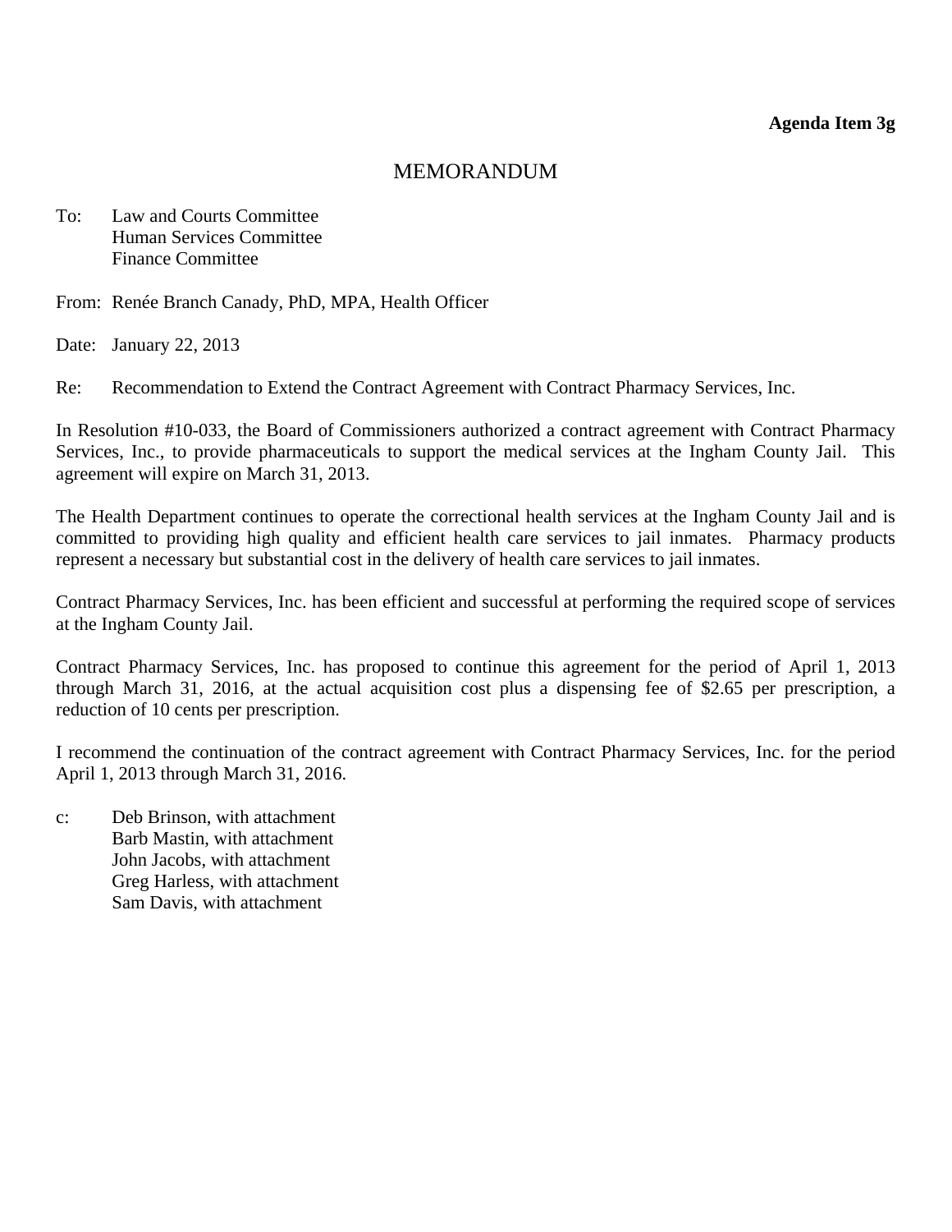**Agenda Item 3g**

# MEMORANDUM

To: Law and Courts Committee
Human Services Committee
Finance Committee

From: Renée Branch Canady, PhD, MPA, Health Officer

Date: January 22, 2013

Re: Recommendation to Extend the Contract Agreement with Contract Pharmacy Services, Inc.

In Resolution #10-033, the Board of Commissioners authorized a contract agreement with Contract Pharmacy Services, Inc., to provide pharmaceuticals to support the medical services at the Ingham County Jail. This agreement will expire on March 31, 2013.

The Health Department continues to operate the correctional health services at the Ingham County Jail and is committed to providing high quality and efficient health care services to jail inmates. Pharmacy products represent a necessary but substantial cost in the delivery of health care services to jail inmates.

Contract Pharmacy Services, Inc. has been efficient and successful at performing the required scope of services at the Ingham County Jail.

Contract Pharmacy Services, Inc. has proposed to continue this agreement for the period of April 1, 2013 through March 31, 2016, at the actual acquisition cost plus a dispensing fee of $2.65 per prescription, a reduction of 10 cents per prescription.

I recommend the continuation of the contract agreement with Contract Pharmacy Services, Inc. for the period April 1, 2013 through March 31, 2016.

c: Deb Brinson, with attachment
Barb Mastin, with attachment
John Jacobs, with attachment
Greg Harless, with attachment
Sam Davis, with attachment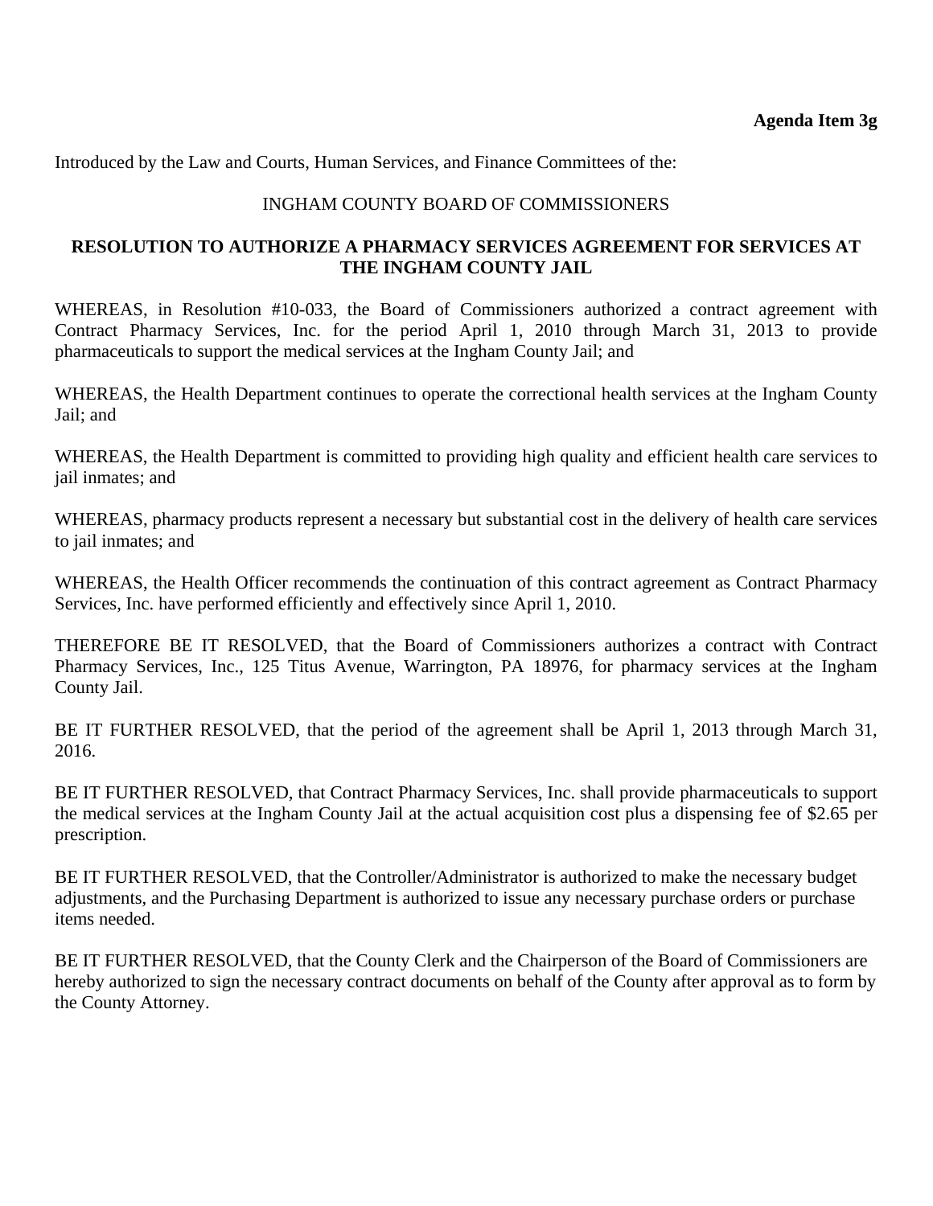**Agenda Item 3g**

Introduced by the Law and Courts, Human Services, and Finance Committees of the:

INGHAM COUNTY BOARD OF COMMISSIONERS

**RESOLUTION TO AUTHORIZE A PHARMACY SERVICES AGREEMENT FOR SERVICES AT THE INGHAM COUNTY JAIL**

WHEREAS, in Resolution #10-033, the Board of Commissioners authorized a contract agreement with Contract Pharmacy Services, Inc. for the period April 1, 2010 through March 31, 2013 to provide pharmaceuticals to support the medical services at the Ingham County Jail; and

WHEREAS, the Health Department continues to operate the correctional health services at the Ingham County Jail; and

WHEREAS, the Health Department is committed to providing high quality and efficient health care services to jail inmates; and

WHEREAS, pharmacy products represent a necessary but substantial cost in the delivery of health care services to jail inmates; and

WHEREAS, the Health Officer recommends the continuation of this contract agreement as Contract Pharmacy Services, Inc. have performed efficiently and effectively since April 1, 2010.

THEREFORE BE IT RESOLVED, that the Board of Commissioners authorizes a contract with Contract Pharmacy Services, Inc., 125 Titus Avenue, Warrington, PA 18976, for pharmacy services at the Ingham County Jail.

BE IT FURTHER RESOLVED, that the period of the agreement shall be April 1, 2013 through March 31, 2016.

BE IT FURTHER RESOLVED, that Contract Pharmacy Services, Inc. shall provide pharmaceuticals to support the medical services at the Ingham County Jail at the actual acquisition cost plus a dispensing fee of $2.65 per prescription.

BE IT FURTHER RESOLVED, that the Controller/Administrator is authorized to make the necessary budget adjustments, and the Purchasing Department is authorized to issue any necessary purchase orders or purchase items needed.

BE IT FURTHER RESOLVED, that the County Clerk and the Chairperson of the Board of Commissioners are hereby authorized to sign the necessary contract documents on behalf of the County after approval as to form by the County Attorney.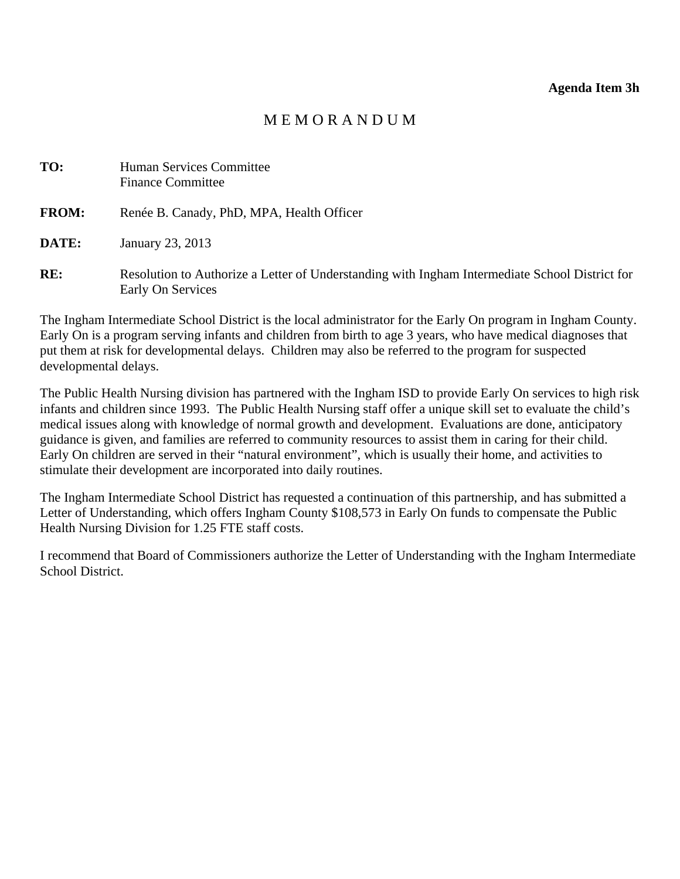**Agenda Item 3h**

# MEMORANDUM

**TO:** Human Services Committee
Finance Committee

**FROM:** Renée B. Canady, PhD, MPA, Health Officer

**DATE:** January 23, 2013

**RE:** Resolution to Authorize a Letter of Understanding with Ingham Intermediate School District for Early On Services

The Ingham Intermediate School District is the local administrator for the Early On program in Ingham County. Early On is a program serving infants and children from birth to age 3 years, who have medical diagnoses that put them at risk for developmental delays. Children may also be referred to the program for suspected developmental delays.

The Public Health Nursing division has partnered with the Ingham ISD to provide Early On services to high risk infants and children since 1993. The Public Health Nursing staff offer a unique skill set to evaluate the child's medical issues along with knowledge of normal growth and development. Evaluations are done, anticipatory guidance is given, and families are referred to community resources to assist them in caring for their child. Early On children are served in their "natural environment", which is usually their home, and activities to stimulate their development are incorporated into daily routines.

The Ingham Intermediate School District has requested a continuation of this partnership, and has submitted a Letter of Understanding, which offers Ingham County $108,573 in Early On funds to compensate the Public Health Nursing Division for 1.25 FTE staff costs.

I recommend that Board of Commissioners authorize the Letter of Understanding with the Ingham Intermediate School District.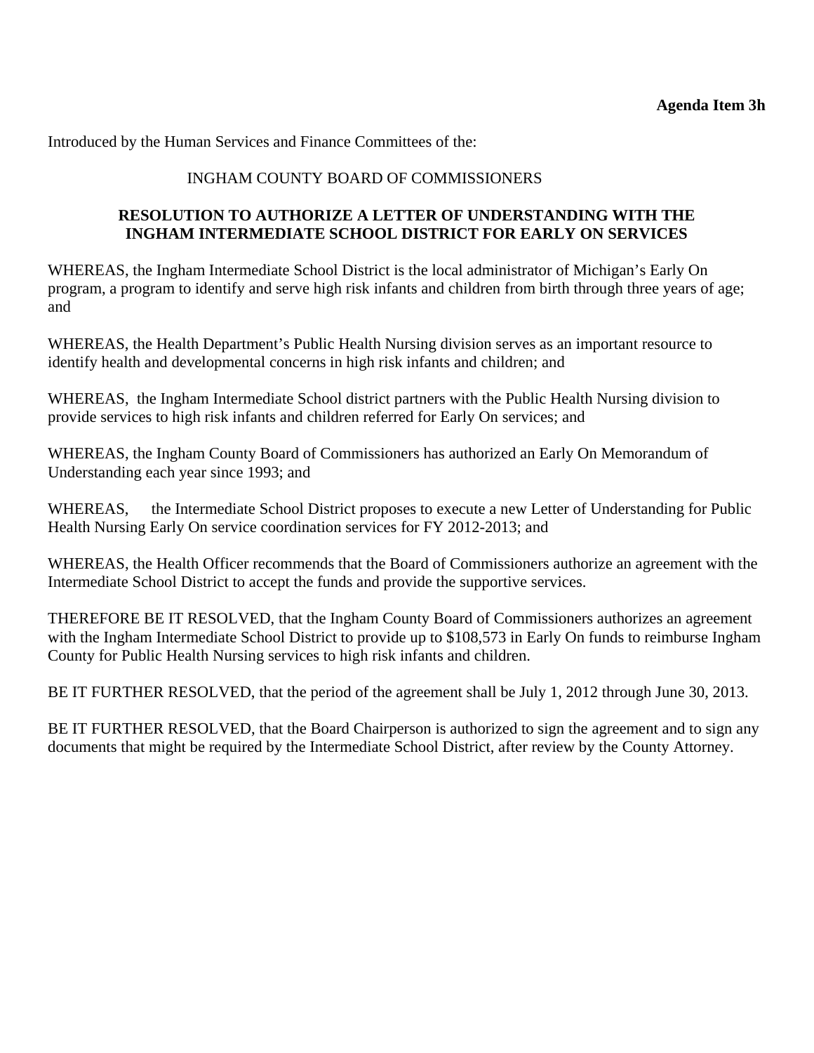**Agenda Item 3h**

Introduced by the Human Services and Finance Committees of the:

INGHAM COUNTY BOARD OF COMMISSIONERS

**RESOLUTION TO AUTHORIZE A LETTER OF UNDERSTANDING WITH THE INGHAM INTERMEDIATE SCHOOL DISTRICT FOR EARLY ON SERVICES**

WHEREAS, the Ingham Intermediate School District is the local administrator of Michigan's Early On program, a program to identify and serve high risk infants and children from birth through three years of age; and

WHEREAS, the Health Department's Public Health Nursing division serves as an important resource to identify health and developmental concerns in high risk infants and children; and

WHEREAS, the Ingham Intermediate School district partners with the Public Health Nursing division to provide services to high risk infants and children referred for Early On services; and

WHEREAS, the Ingham County Board of Commissioners has authorized an Early On Memorandum of Understanding each year since 1993; and

WHEREAS, the Intermediate School District proposes to execute a new Letter of Understanding for Public Health Nursing Early On service coordination services for FY 2012-2013; and

WHEREAS, the Health Officer recommends that the Board of Commissioners authorize an agreement with the Intermediate School District to accept the funds and provide the supportive services.

THEREFORE BE IT RESOLVED, that the Ingham County Board of Commissioners authorizes an agreement with the Ingham Intermediate School District to provide up to $108,573 in Early On funds to reimburse Ingham County for Public Health Nursing services to high risk infants and children.

BE IT FURTHER RESOLVED, that the period of the agreement shall be July 1, 2012 through June 30, 2013.

BE IT FURTHER RESOLVED, that the Board Chairperson is authorized to sign the agreement and to sign any documents that might be required by the Intermediate School District, after review by the County Attorney.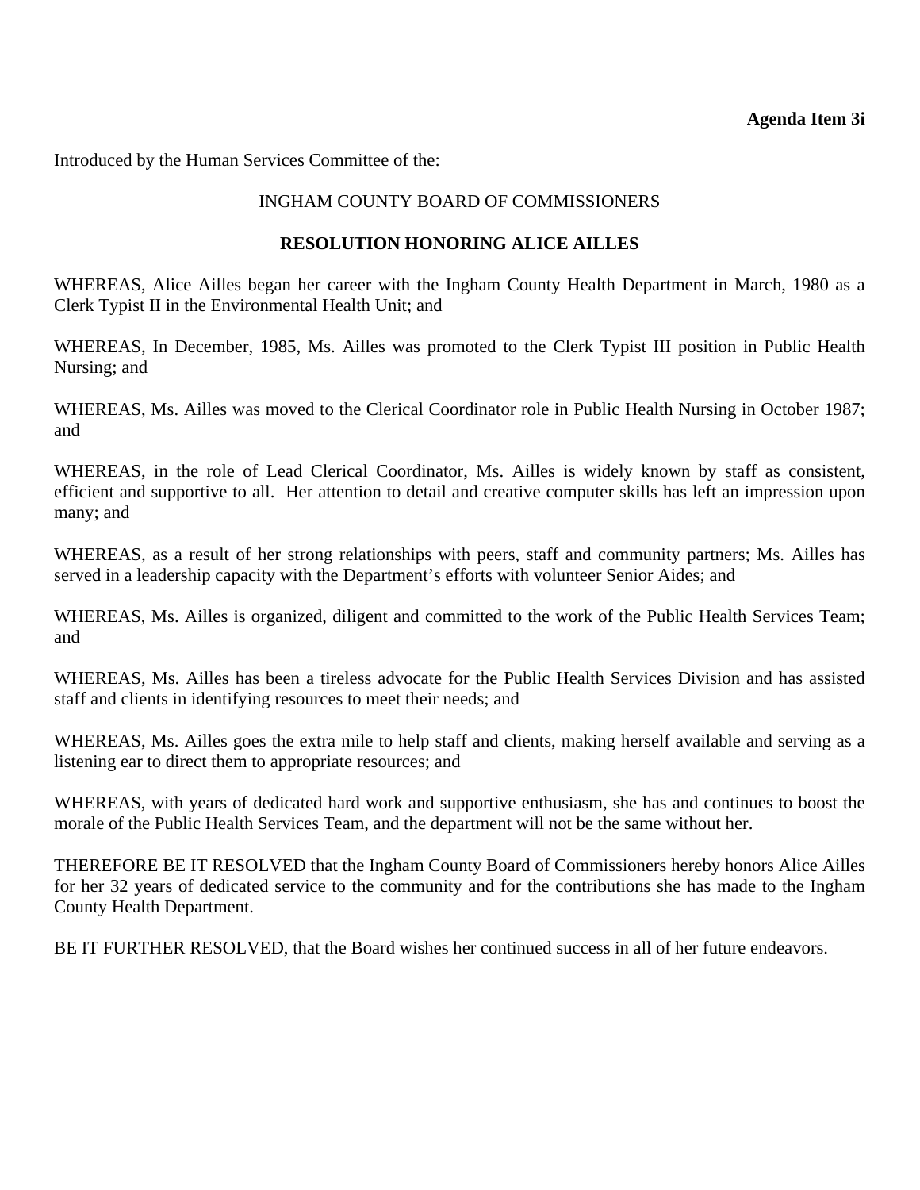**Agenda Item 3i**

Introduced by the Human Services Committee of the:

INGHAM COUNTY BOARD OF COMMISSIONERS

**RESOLUTION HONORING ALICE AILLES**

WHEREAS, Alice Ailles began her career with the Ingham County Health Department in March, 1980 as a Clerk Typist II in the Environmental Health Unit; and

WHEREAS, In December, 1985, Ms. Ailles was promoted to the Clerk Typist III position in Public Health Nursing; and

WHEREAS, Ms. Ailles was moved to the Clerical Coordinator role in Public Health Nursing in October 1987; and

WHEREAS, in the role of Lead Clerical Coordinator, Ms. Ailles is widely known by staff as consistent, efficient and supportive to all. Her attention to detail and creative computer skills has left an impression upon many; and

WHEREAS, as a result of her strong relationships with peers, staff and community partners; Ms. Ailles has served in a leadership capacity with the Department's efforts with volunteer Senior Aides; and

WHEREAS, Ms. Ailles is organized, diligent and committed to the work of the Public Health Services Team; and

WHEREAS, Ms. Ailles has been a tireless advocate for the Public Health Services Division and has assisted staff and clients in identifying resources to meet their needs; and

WHEREAS, Ms. Ailles goes the extra mile to help staff and clients, making herself available and serving as a listening ear to direct them to appropriate resources; and

WHEREAS, with years of dedicated hard work and supportive enthusiasm, she has and continues to boost the morale of the Public Health Services Team, and the department will not be the same without her.

THEREFORE BE IT RESOLVED that the Ingham County Board of Commissioners hereby honors Alice Ailles for her 32 years of dedicated service to the community and for the contributions she has made to the Ingham County Health Department.

BE IT FURTHER RESOLVED, that the Board wishes her continued success in all of her future endeavors.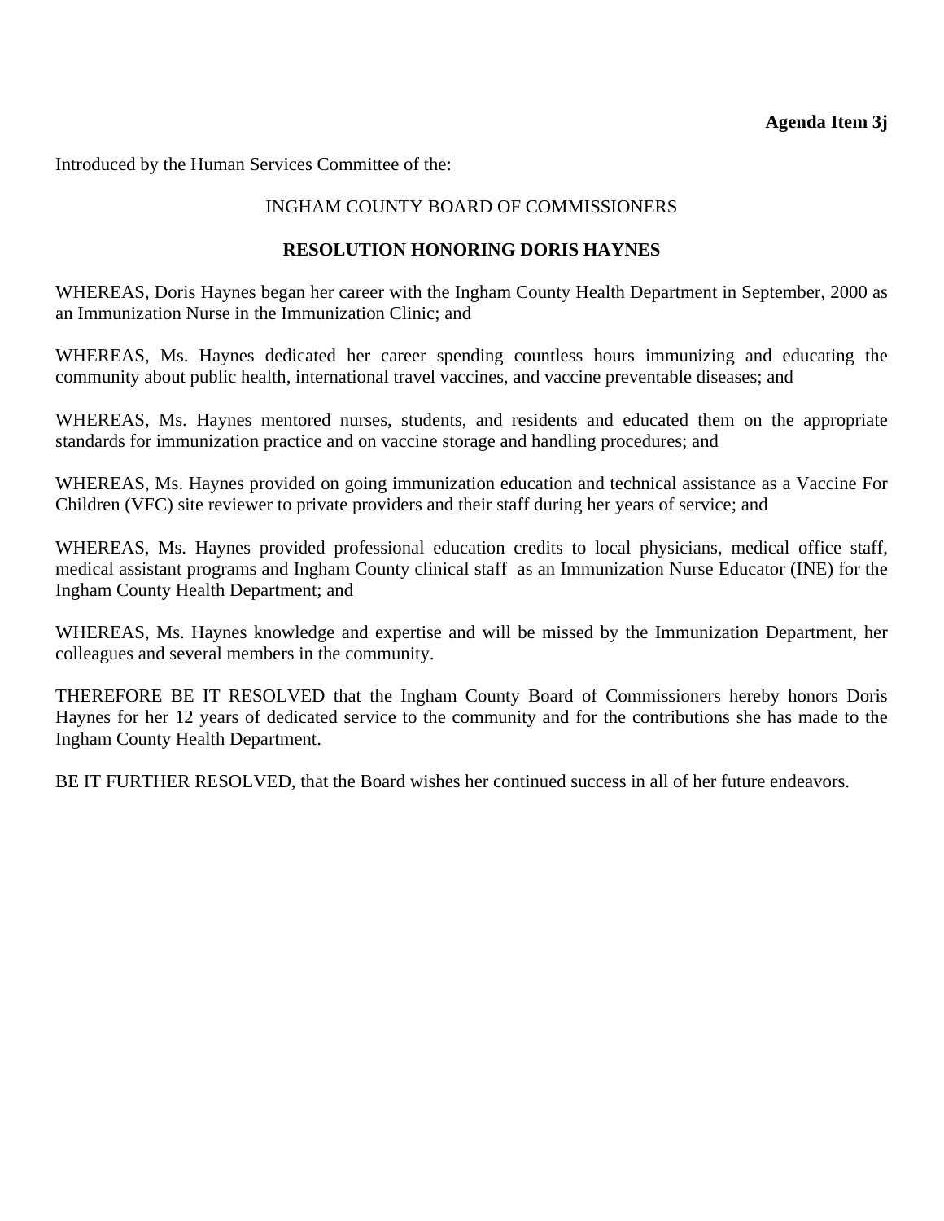**Agenda Item 3j**

Introduced by the Human Services Committee of the:

INGHAM COUNTY BOARD OF COMMISSIONERS

**RESOLUTION HONORING DORIS HAYNES**

WHEREAS, Doris Haynes began her career with the Ingham County Health Department in September, 2000 as an Immunization Nurse in the Immunization Clinic; and

WHEREAS, Ms. Haynes dedicated her career spending countless hours immunizing and educating the community about public health, international travel vaccines, and vaccine preventable diseases; and

WHEREAS, Ms. Haynes mentored nurses, students, and residents and educated them on the appropriate standards for immunization practice and on vaccine storage and handling procedures; and

WHEREAS, Ms. Haynes provided on going immunization education and technical assistance as a Vaccine For Children (VFC) site reviewer to private providers and their staff during her years of service; and

WHEREAS, Ms. Haynes provided professional education credits to local physicians, medical office staff, medical assistant programs and Ingham County clinical staff as an Immunization Nurse Educator (INE) for the Ingham County Health Department; and

WHEREAS, Ms. Haynes knowledge and expertise and will be missed by the Immunization Department, her colleagues and several members in the community.

THEREFORE BE IT RESOLVED that the Ingham County Board of Commissioners hereby honors Doris Haynes for her 12 years of dedicated service to the community and for the contributions she has made to the Ingham County Health Department.

BE IT FURTHER RESOLVED, that the Board wishes her continued success in all of her future endeavors.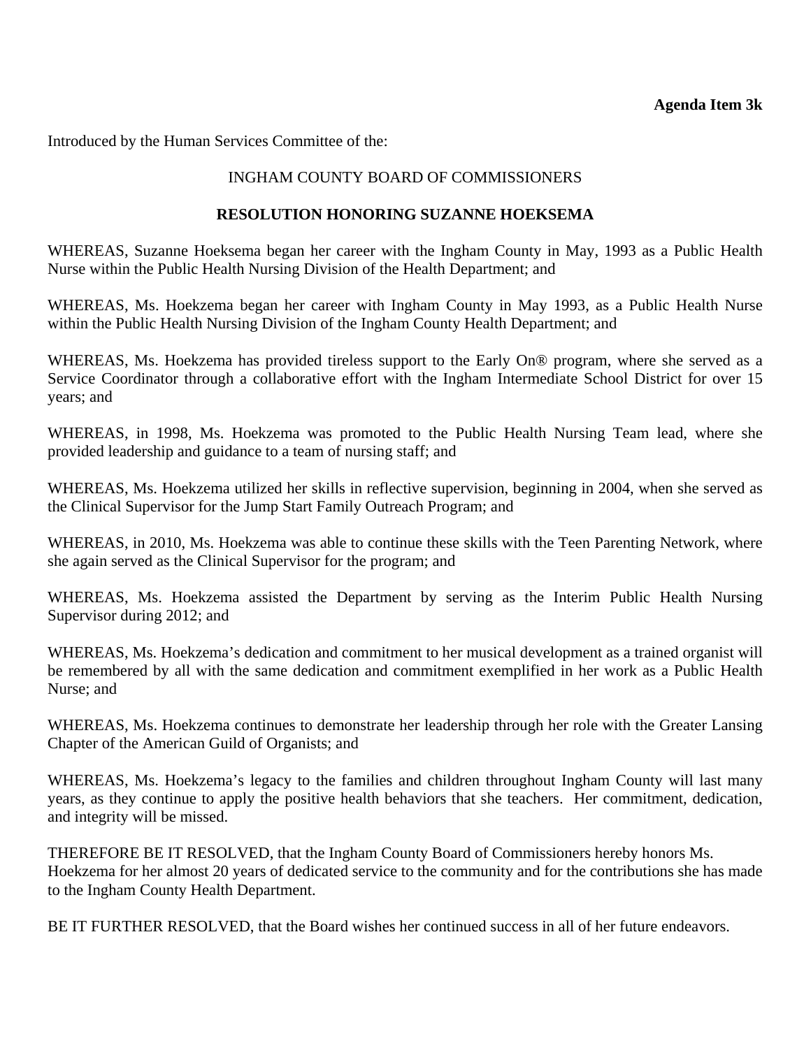**Agenda Item 3k**

Introduced by the Human Services Committee of the:

INGHAM COUNTY BOARD OF COMMISSIONERS

**RESOLUTION HONORING SUZANNE HOEKSEMA**

WHEREAS, Suzanne Hoeksema began her career with the Ingham County in May, 1993 as a Public Health Nurse within the Public Health Nursing Division of the Health Department; and

WHEREAS, Ms. Hoekzema began her career with Ingham County in May 1993, as a Public Health Nurse within the Public Health Nursing Division of the Ingham County Health Department; and

WHEREAS, Ms. Hoekzema has provided tireless support to the Early On® program, where she served as a Service Coordinator through a collaborative effort with the Ingham Intermediate School District for over 15 years; and

WHEREAS, in 1998, Ms. Hoekzema was promoted to the Public Health Nursing Team lead, where she provided leadership and guidance to a team of nursing staff; and

WHEREAS, Ms. Hoekzema utilized her skills in reflective supervision, beginning in 2004, when she served as the Clinical Supervisor for the Jump Start Family Outreach Program; and

WHEREAS, in 2010, Ms. Hoekzema was able to continue these skills with the Teen Parenting Network, where she again served as the Clinical Supervisor for the program; and

WHEREAS, Ms. Hoekzema assisted the Department by serving as the Interim Public Health Nursing Supervisor during 2012; and

WHEREAS, Ms. Hoekzema's dedication and commitment to her musical development as a trained organist will be remembered by all with the same dedication and commitment exemplified in her work as a Public Health Nurse; and

WHEREAS, Ms. Hoekzema continues to demonstrate her leadership through her role with the Greater Lansing Chapter of the American Guild of Organists; and

WHEREAS, Ms. Hoekzema's legacy to the families and children throughout Ingham County will last many years, as they continue to apply the positive health behaviors that she teachers. Her commitment, dedication, and integrity will be missed.

THEREFORE BE IT RESOLVED, that the Ingham County Board of Commissioners hereby honors Ms. Hoekzema for her almost 20 years of dedicated service to the community and for the contributions she has made to the Ingham County Health Department.

BE IT FURTHER RESOLVED, that the Board wishes her continued success in all of her future endeavors.